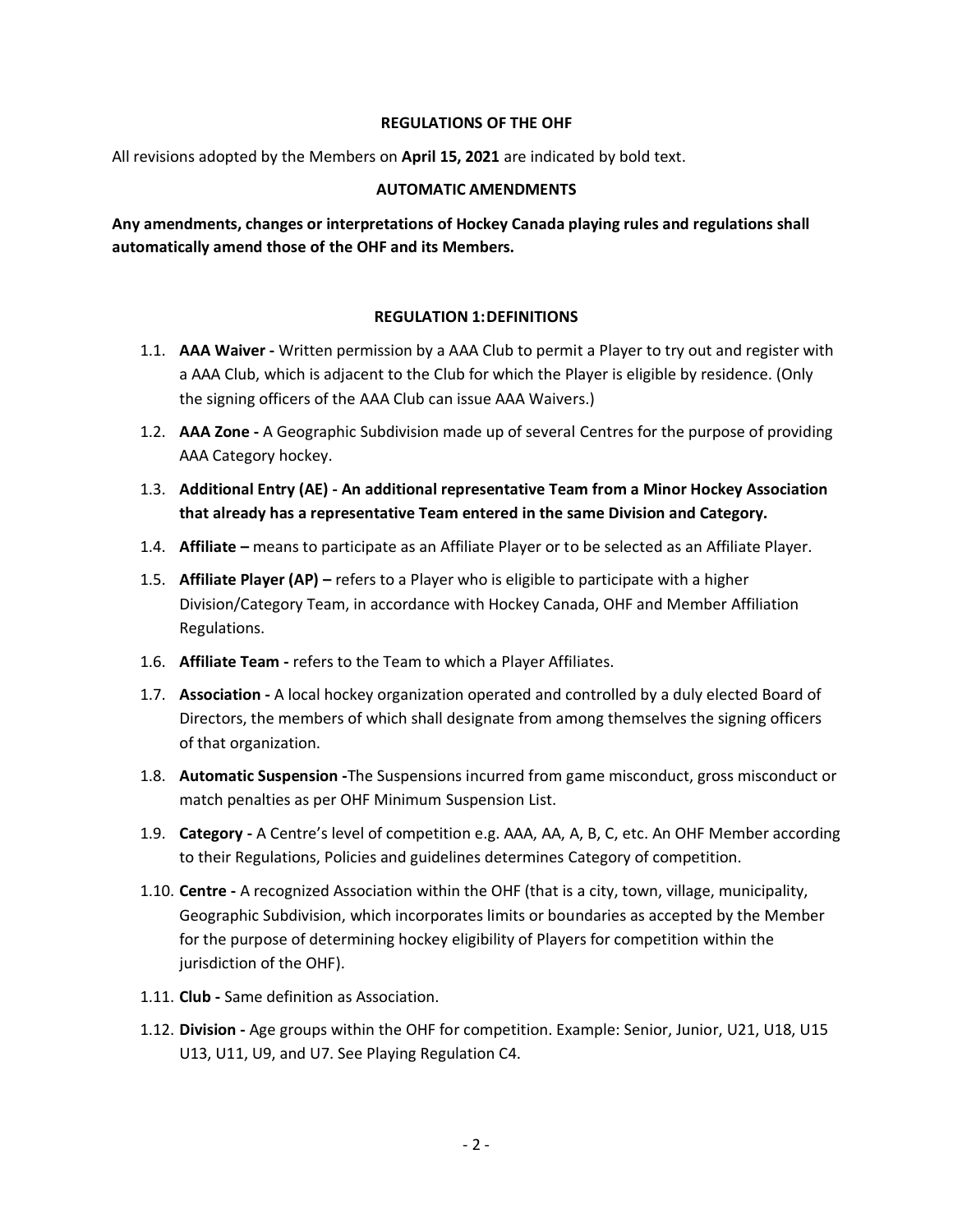# REGULATIONS OF THE OHF

All revisions adopted by the Members on **April 15, 2021** are indicated by bold text.

## AUTOMATIC AMENDMENTS

**Any amendments, changes or interpretations of Hockey Canada playing rules and regulations shall automatically amend those of the OHF and its Members.**

## REGULATION 1: DEFINITIONS

1.1. **AAA Waiver -** Written permission by a AAA Club to permit a Player to try out and register with a AAA Club, which is adjacent to the Club for which the Player is eligible by residence. (Only the signing officers of the AAA Club can issue AAA Waivers.)

1.2. **AAA Zone -** A Geographic Subdivision made up of several Centres for the purpose of providing AAA Category hockey.

1.3. **Additional Entry (AE) - An additional representative Team from a Minor Hockey Association that already has a representative Team entered in the same Division and Category.**

1.4. **Affiliate –** means to participate as an Affiliate Player or to be selected as an Affiliate Player.

1.5. **Affiliate Player (AP) –** refers to a Player who is eligible to participate with a higher Division/Category Team, in accordance with Hockey Canada, OHF and Member Affiliation Regulations.

1.6. **Affiliate Team -** refers to the Team to which a Player Affiliates.

1.7. **Association -** A local hockey organization operated and controlled by a duly elected Board of Directors, the members of which shall designate from among themselves the signing officers of that organization.

1.8. **Automatic Suspension -**The Suspensions incurred from game misconduct, gross misconduct or match penalties as per OHF Minimum Suspension List.

1.9. **Category -** A Centre's level of competition e.g. AAA, AA, A, B, C, etc. An OHF Member according to their Regulations, Policies and guidelines determines Category of competition.

1.10. **Centre -** A recognized Association within the OHF (that is a city, town, village, municipality, Geographic Subdivision, which incorporates limits or boundaries as accepted by the Member for the purpose of determining hockey eligibility of Players for competition within the jurisdiction of the OHF).

1.11. **Club -** Same definition as Association.

1.12. **Division -** Age groups within the OHF for competition. Example: Senior, Junior, U21, U18, U15 U13, U11, U9, and U7. See Playing Regulation C4.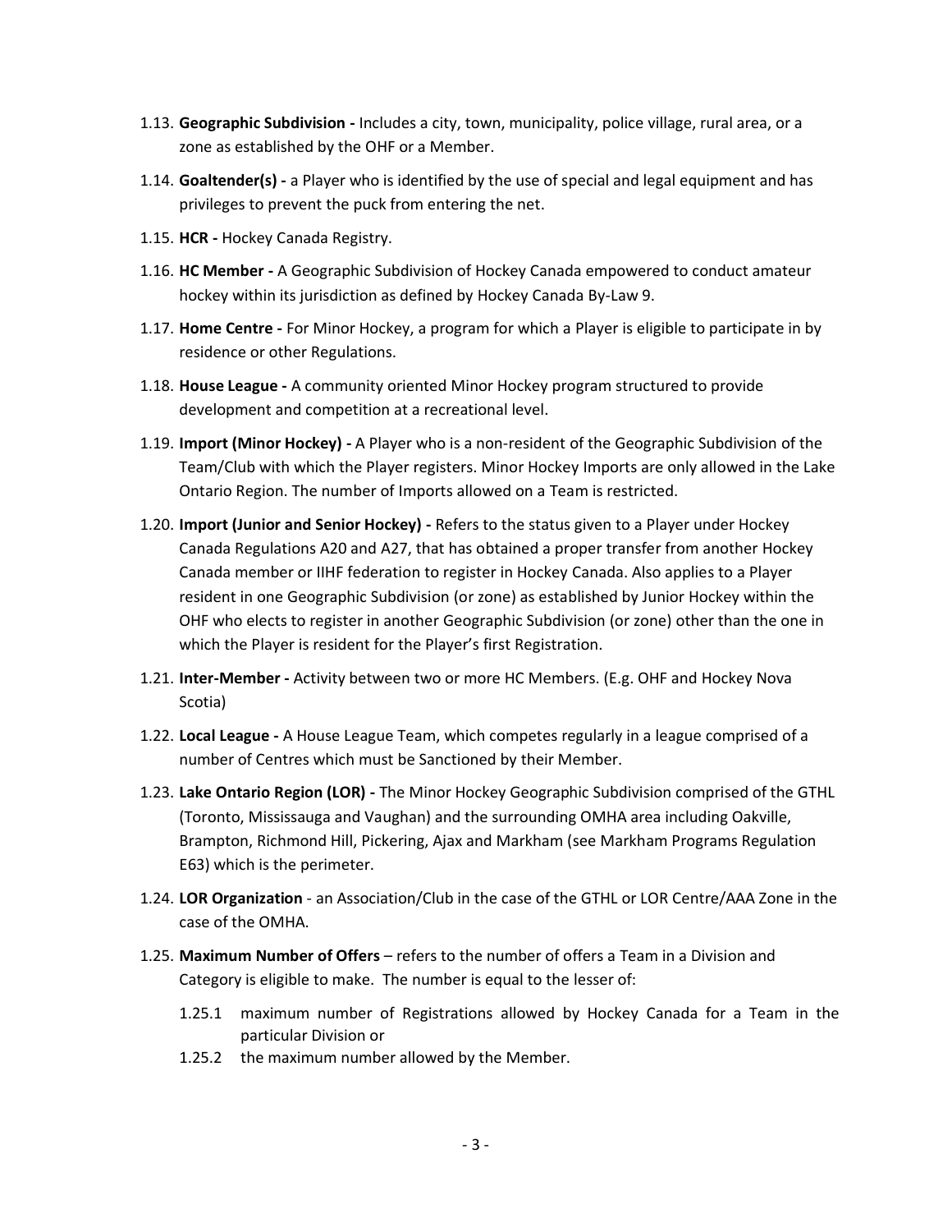1.13. **Geographic Subdivision -** Includes a city, town, municipality, police village, rural area, or a zone as established by the OHF or a Member.

1.14. **Goaltender(s) -** a Player who is identified by the use of special and legal equipment and has privileges to prevent the puck from entering the net.

1.15. **HCR -** Hockey Canada Registry.

1.16. **HC Member -** A Geographic Subdivision of Hockey Canada empowered to conduct amateur hockey within its jurisdiction as defined by Hockey Canada By-Law 9.

1.17. **Home Centre -** For Minor Hockey, a program for which a Player is eligible to participate in by residence or other Regulations.

1.18. **House League -** A community oriented Minor Hockey program structured to provide development and competition at a recreational level.

1.19. **Import (Minor Hockey) -** A Player who is a non-resident of the Geographic Subdivision of the Team/Club with which the Player registers. Minor Hockey Imports are only allowed in the Lake Ontario Region. The number of Imports allowed on a Team is restricted.

1.20. **Import (Junior and Senior Hockey) -** Refers to the status given to a Player under Hockey Canada Regulations A20 and A27, that has obtained a proper transfer from another Hockey Canada member or IIHF federation to register in Hockey Canada. Also applies to a Player resident in one Geographic Subdivision (or zone) as established by Junior Hockey within the OHF who elects to register in another Geographic Subdivision (or zone) other than the one in which the Player is resident for the Player's first Registration.

1.21. **Inter-Member -** Activity between two or more HC Members. (E.g. OHF and Hockey Nova Scotia)

1.22. **Local League -** A House League Team, which competes regularly in a league comprised of a number of Centres which must be Sanctioned by their Member.

1.23. **Lake Ontario Region (LOR) -** The Minor Hockey Geographic Subdivision comprised of the GTHL (Toronto, Mississauga and Vaughan) and the surrounding OMHA area including Oakville, Brampton, Richmond Hill, Pickering, Ajax and Markham (see Markham Programs Regulation E63) which is the perimeter.

1.24. **LOR Organization** - an Association/Club in the case of the GTHL or LOR Centre/AAA Zone in the case of the OMHA.

1.25. **Maximum Number of Offers** – refers to the number of offers a Team in a Division and Category is eligible to make. The number is equal to the lesser of:

   1.25.1 maximum number of Registrations allowed by Hockey Canada for a Team in the particular Division or

   1.25.2 the maximum number allowed by the Member.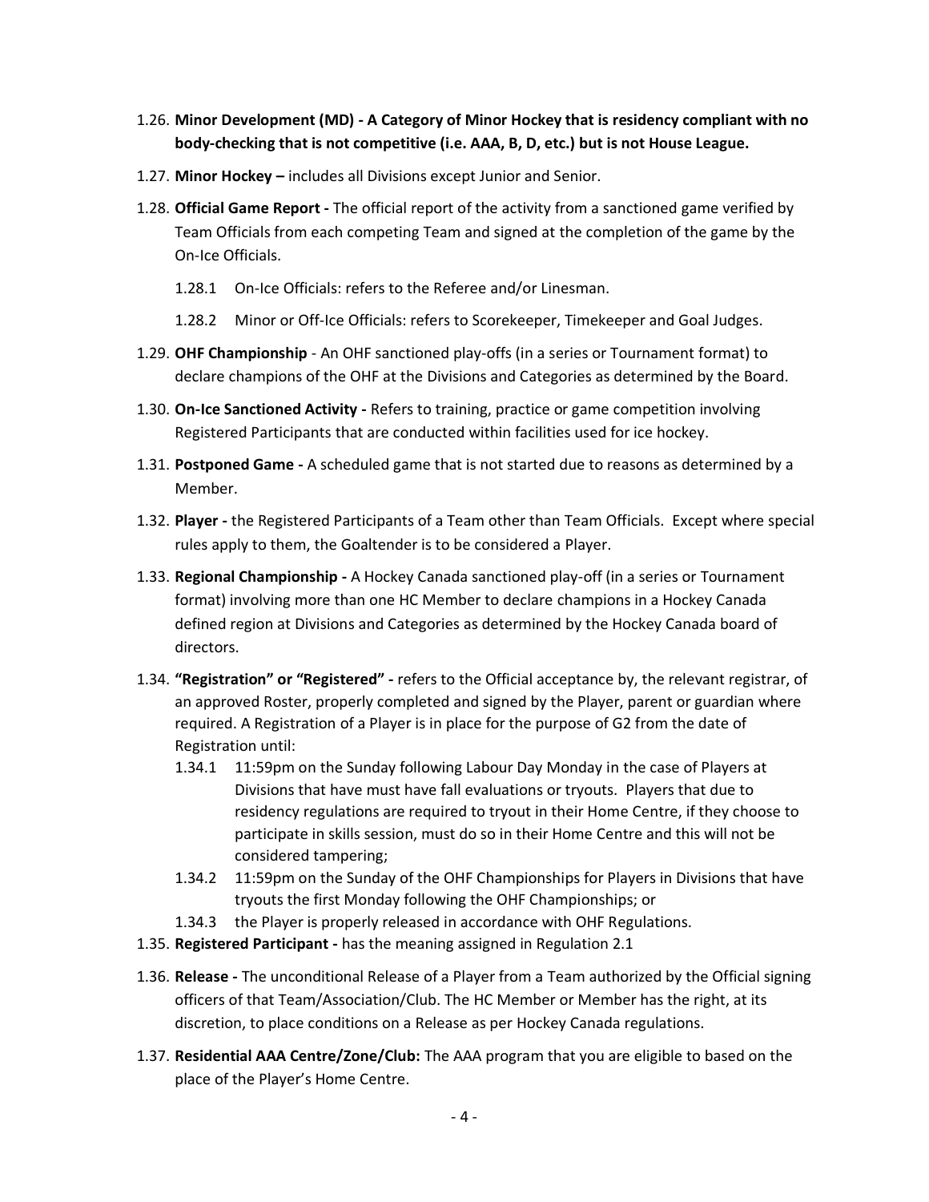1.26. **Minor Development (MD) - A Category of Minor Hockey that is residency compliant with no body-checking that is not competitive (i.e. AAA, B, D, etc.) but is not House League.**

1.27. **Minor Hockey –** includes all Divisions except Junior and Senior.

1.28. **Official Game Report -** The official report of the activity from a sanctioned game verified by Team Officials from each competing Team and signed at the completion of the game by the On-Ice Officials.

  1.28.1 On-Ice Officials: refers to the Referee and/or Linesman.

  1.28.2 Minor or Off-Ice Officials: refers to Scorekeeper, Timekeeper and Goal Judges.

1.29. **OHF Championship** - An OHF sanctioned play-offs (in a series or Tournament format) to declare champions of the OHF at the Divisions and Categories as determined by the Board.

1.30. **On-Ice Sanctioned Activity -** Refers to training, practice or game competition involving Registered Participants that are conducted within facilities used for ice hockey.

1.31. **Postponed Game -** A scheduled game that is not started due to reasons as determined by a Member.

1.32. **Player -** the Registered Participants of a Team other than Team Officials. Except where special rules apply to them, the Goaltender is to be considered a Player.

1.33. **Regional Championship -** A Hockey Canada sanctioned play-off (in a series or Tournament format) involving more than one HC Member to declare champions in a Hockey Canada defined region at Divisions and Categories as determined by the Hockey Canada board of directors.

1.34. **"Registration" or "Registered" -** refers to the Official acceptance by, the relevant registrar, of an approved Roster, properly completed and signed by the Player, parent or guardian where required. A Registration of a Player is in place for the purpose of G2 from the date of Registration until:

  1.34.1 11:59pm on the Sunday following Labour Day Monday in the case of Players at Divisions that have must have fall evaluations or tryouts. Players that due to residency regulations are required to tryout in their Home Centre, if they choose to participate in skills session, must do so in their Home Centre and this will not be considered tampering;

  1.34.2 11:59pm on the Sunday of the OHF Championships for Players in Divisions that have tryouts the first Monday following the OHF Championships; or

  1.34.3 the Player is properly released in accordance with OHF Regulations.

1.35. **Registered Participant -** has the meaning assigned in Regulation 2.1

1.36. **Release -** The unconditional Release of a Player from a Team authorized by the Official signing officers of that Team/Association/Club. The HC Member or Member has the right, at its discretion, to place conditions on a Release as per Hockey Canada regulations.

1.37. **Residential AAA Centre/Zone/Club:** The AAA program that you are eligible to based on the place of the Player's Home Centre.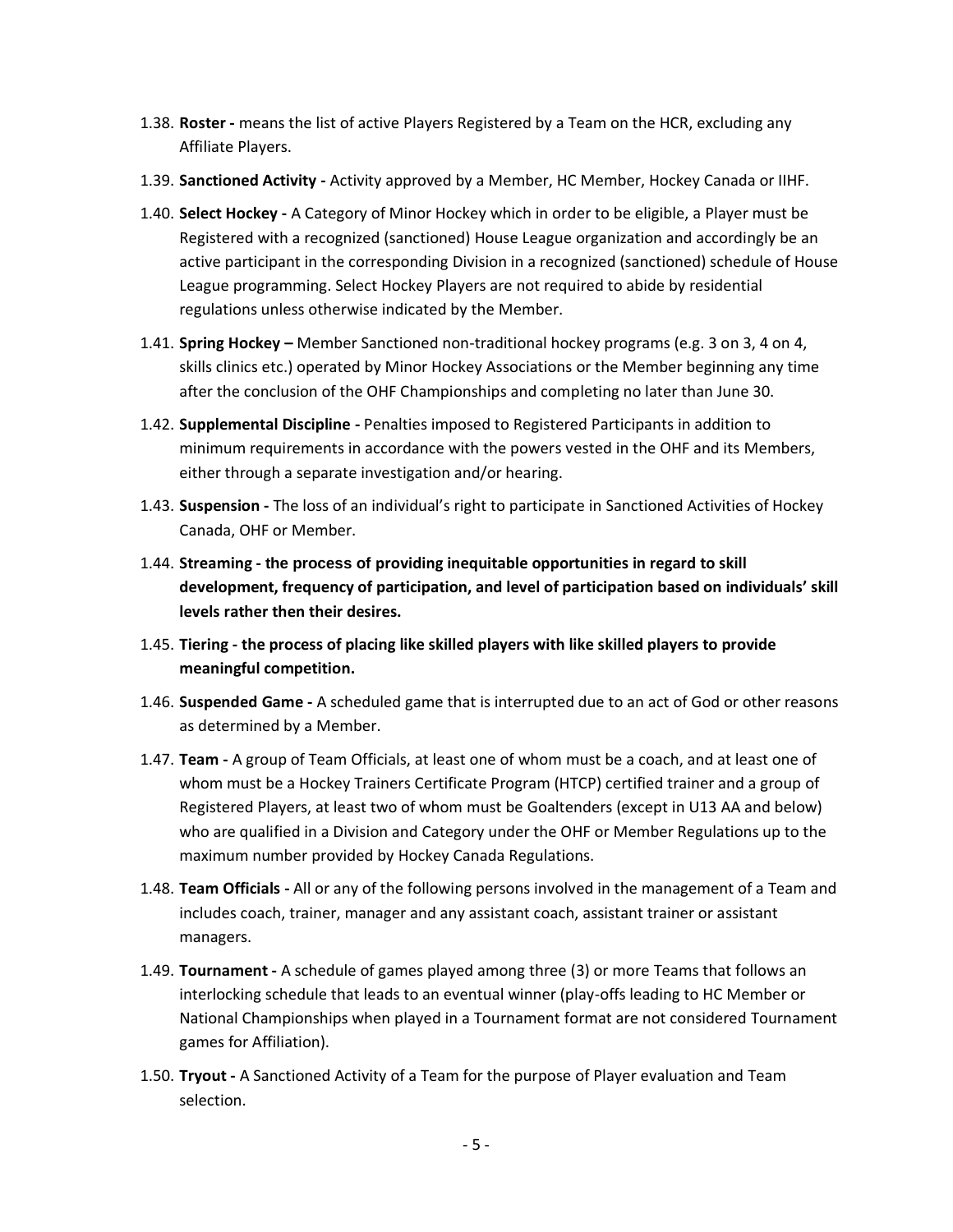1.38. **Roster -** means the list of active Players Registered by a Team on the HCR, excluding any Affiliate Players.

1.39. **Sanctioned Activity -** Activity approved by a Member, HC Member, Hockey Canada or IIHF.

1.40. **Select Hockey -** A Category of Minor Hockey which in order to be eligible, a Player must be Registered with a recognized (sanctioned) House League organization and accordingly be an active participant in the corresponding Division in a recognized (sanctioned) schedule of House League programming. Select Hockey Players are not required to abide by residential regulations unless otherwise indicated by the Member.

1.41. **Spring Hockey –** Member Sanctioned non-traditional hockey programs (e.g. 3 on 3, 4 on 4, skills clinics etc.) operated by Minor Hockey Associations or the Member beginning any time after the conclusion of the OHF Championships and completing no later than June 30.

1.42. **Supplemental Discipline -** Penalties imposed to Registered Participants in addition to minimum requirements in accordance with the powers vested in the OHF and its Members, either through a separate investigation and/or hearing.

1.43. **Suspension -** The loss of an individual's right to participate in Sanctioned Activities of Hockey Canada, OHF or Member.

1.44. **Streaming - the process of providing inequitable opportunities in regard to skill development, frequency of participation, and level of participation based on individuals' skill levels rather then their desires.**

1.45. **Tiering - the process of placing like skilled players with like skilled players to provide meaningful competition.**

1.46. **Suspended Game -** A scheduled game that is interrupted due to an act of God or other reasons as determined by a Member.

1.47. **Team -** A group of Team Officials, at least one of whom must be a coach, and at least one of whom must be a Hockey Trainers Certificate Program (HTCP) certified trainer and a group of Registered Players, at least two of whom must be Goaltenders (except in U13 AA and below) who are qualified in a Division and Category under the OHF or Member Regulations up to the maximum number provided by Hockey Canada Regulations.

1.48. **Team Officials -** All or any of the following persons involved in the management of a Team and includes coach, trainer, manager and any assistant coach, assistant trainer or assistant managers.

1.49. **Tournament -** A schedule of games played among three (3) or more Teams that follows an interlocking schedule that leads to an eventual winner (play-offs leading to HC Member or National Championships when played in a Tournament format are not considered Tournament games for Affiliation).

1.50. **Tryout -** A Sanctioned Activity of a Team for the purpose of Player evaluation and Team selection.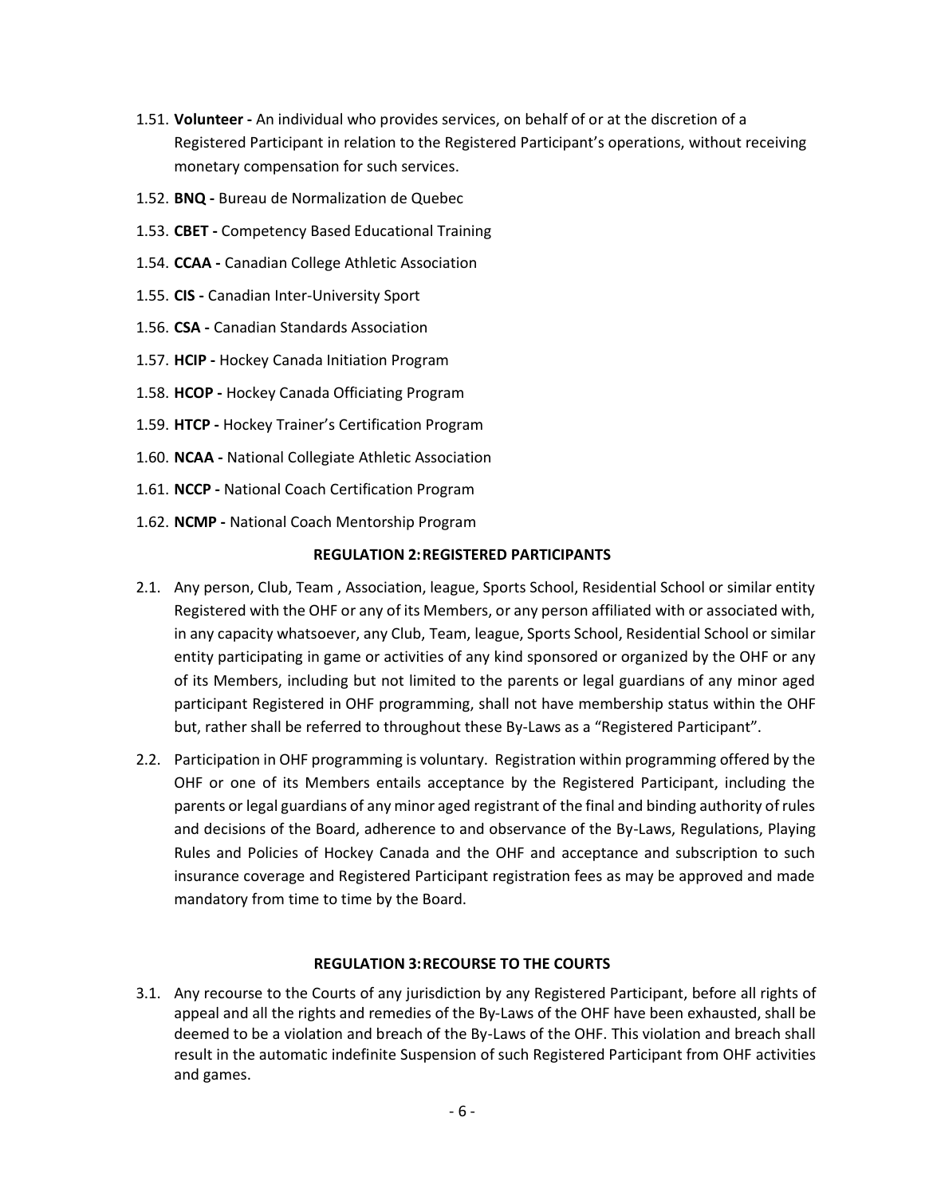1.51. **Volunteer -** An individual who provides services, on behalf of or at the discretion of a Registered Participant in relation to the Registered Participant's operations, without receiving monetary compensation for such services.

1.52. **BNQ -** Bureau de Normalization de Quebec

1.53. **CBET -** Competency Based Educational Training

1.54. **CCAA -** Canadian College Athletic Association

1.55. **CIS -** Canadian Inter-University Sport

1.56. **CSA -** Canadian Standards Association

1.57. **HCIP -** Hockey Canada Initiation Program

1.58. **HCOP -** Hockey Canada Officiating Program

1.59. **HTCP -** Hockey Trainer's Certification Program

1.60. **NCAA -** National Collegiate Athletic Association

1.61. **NCCP -** National Coach Certification Program

1.62. **NCMP -** National Coach Mentorship Program

## REGULATION 2: REGISTERED PARTICIPANTS

2.1. Any person, Club, Team , Association, league, Sports School, Residential School or similar entity Registered with the OHF or any of its Members, or any person affiliated with or associated with, in any capacity whatsoever, any Club, Team, league, Sports School, Residential School or similar entity participating in game or activities of any kind sponsored or organized by the OHF or any of its Members, including but not limited to the parents or legal guardians of any minor aged participant Registered in OHF programming, shall not have membership status within the OHF but, rather shall be referred to throughout these By-Laws as a "Registered Participant".

2.2. Participation in OHF programming is voluntary. Registration within programming offered by the OHF or one of its Members entails acceptance by the Registered Participant, including the parents or legal guardians of any minor aged registrant of the final and binding authority of rules and decisions of the Board, adherence to and observance of the By-Laws, Regulations, Playing Rules and Policies of Hockey Canada and the OHF and acceptance and subscription to such insurance coverage and Registered Participant registration fees as may be approved and made mandatory from time to time by the Board.

## REGULATION 3: RECOURSE TO THE COURTS

3.1. Any recourse to the Courts of any jurisdiction by any Registered Participant, before all rights of appeal and all the rights and remedies of the By-Laws of the OHF have been exhausted, shall be deemed to be a violation and breach of the By-Laws of the OHF. This violation and breach shall result in the automatic indefinite Suspension of such Registered Participant from OHF activities and games.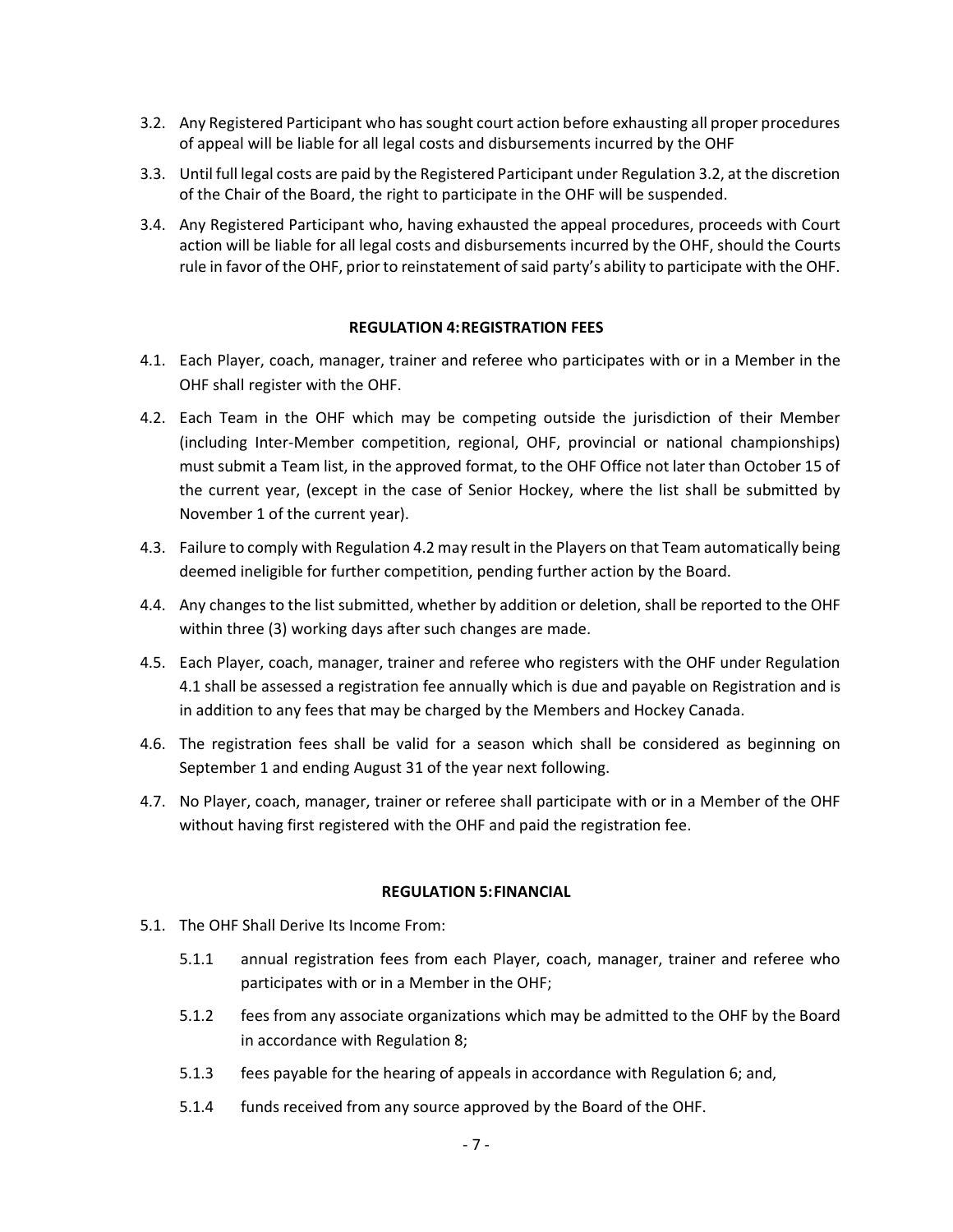3.2. Any Registered Participant who has sought court action before exhausting all proper procedures of appeal will be liable for all legal costs and disbursements incurred by the OHF

3.3. Until full legal costs are paid by the Registered Participant under Regulation 3.2, at the discretion of the Chair of the Board, the right to participate in the OHF will be suspended.

3.4. Any Registered Participant who, having exhausted the appeal procedures, proceeds with Court action will be liable for all legal costs and disbursements incurred by the OHF, should the Courts rule in favor of the OHF, prior to reinstatement of said party's ability to participate with the OHF.

## REGULATION 4: REGISTRATION FEES

4.1. Each Player, coach, manager, trainer and referee who participates with or in a Member in the OHF shall register with the OHF.

4.2. Each Team in the OHF which may be competing outside the jurisdiction of their Member (including Inter-Member competition, regional, OHF, provincial or national championships) must submit a Team list, in the approved format, to the OHF Office not later than October 15 of the current year, (except in the case of Senior Hockey, where the list shall be submitted by November 1 of the current year).

4.3. Failure to comply with Regulation 4.2 may result in the Players on that Team automatically being deemed ineligible for further competition, pending further action by the Board.

4.4. Any changes to the list submitted, whether by addition or deletion, shall be reported to the OHF within three (3) working days after such changes are made.

4.5. Each Player, coach, manager, trainer and referee who registers with the OHF under Regulation 4.1 shall be assessed a registration fee annually which is due and payable on Registration and is in addition to any fees that may be charged by the Members and Hockey Canada.

4.6. The registration fees shall be valid for a season which shall be considered as beginning on September 1 and ending August 31 of the year next following.

4.7. No Player, coach, manager, trainer or referee shall participate with or in a Member of the OHF without having first registered with the OHF and paid the registration fee.

## REGULATION 5: FINANCIAL

5.1. The OHF Shall Derive Its Income From:

- 5.1.1 annual registration fees from each Player, coach, manager, trainer and referee who participates with or in a Member in the OHF;
- 5.1.2 fees from any associate organizations which may be admitted to the OHF by the Board in accordance with Regulation 8;
- 5.1.3 fees payable for the hearing of appeals in accordance with Regulation 6; and,
- 5.1.4 funds received from any source approved by the Board of the OHF.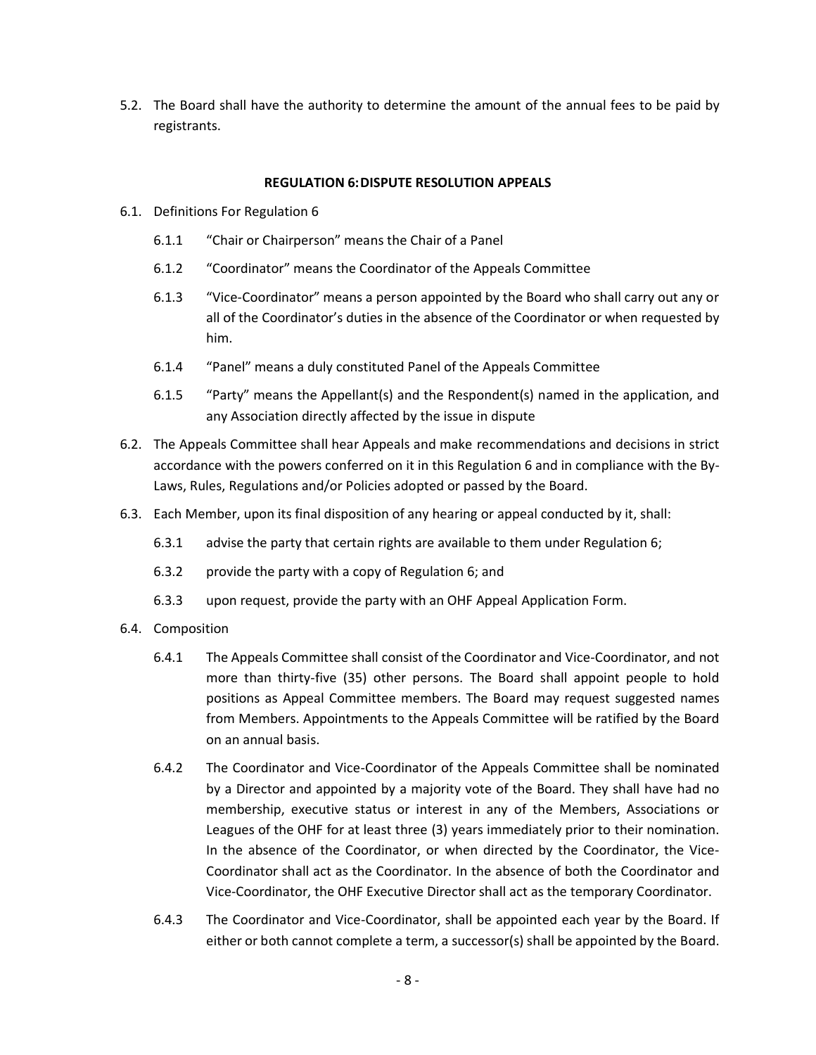5.2. The Board shall have the authority to determine the amount of the annual fees to be paid by registrants.

## REGULATION 6: DISPUTE RESOLUTION APPEALS

6.1. Definitions For Regulation 6

6.1.1 "Chair or Chairperson" means the Chair of a Panel

6.1.2 "Coordinator" means the Coordinator of the Appeals Committee

6.1.3 "Vice-Coordinator" means a person appointed by the Board who shall carry out any or all of the Coordinator's duties in the absence of the Coordinator or when requested by him.

6.1.4 "Panel" means a duly constituted Panel of the Appeals Committee

6.1.5 "Party" means the Appellant(s) and the Respondent(s) named in the application, and any Association directly affected by the issue in dispute

6.2. The Appeals Committee shall hear Appeals and make recommendations and decisions in strict accordance with the powers conferred on it in this Regulation 6 and in compliance with the By-Laws, Rules, Regulations and/or Policies adopted or passed by the Board.

6.3. Each Member, upon its final disposition of any hearing or appeal conducted by it, shall:

6.3.1 advise the party that certain rights are available to them under Regulation 6;

6.3.2 provide the party with a copy of Regulation 6; and

6.3.3 upon request, provide the party with an OHF Appeal Application Form.

6.4. Composition

6.4.1 The Appeals Committee shall consist of the Coordinator and Vice-Coordinator, and not more than thirty-five (35) other persons. The Board shall appoint people to hold positions as Appeal Committee members. The Board may request suggested names from Members. Appointments to the Appeals Committee will be ratified by the Board on an annual basis.

6.4.2 The Coordinator and Vice-Coordinator of the Appeals Committee shall be nominated by a Director and appointed by a majority vote of the Board. They shall have had no membership, executive status or interest in any of the Members, Associations or Leagues of the OHF for at least three (3) years immediately prior to their nomination. In the absence of the Coordinator, or when directed by the Coordinator, the Vice-Coordinator shall act as the Coordinator. In the absence of both the Coordinator and Vice-Coordinator, the OHF Executive Director shall act as the temporary Coordinator.

6.4.3 The Coordinator and Vice-Coordinator, shall be appointed each year by the Board. If either or both cannot complete a term, a successor(s) shall be appointed by the Board.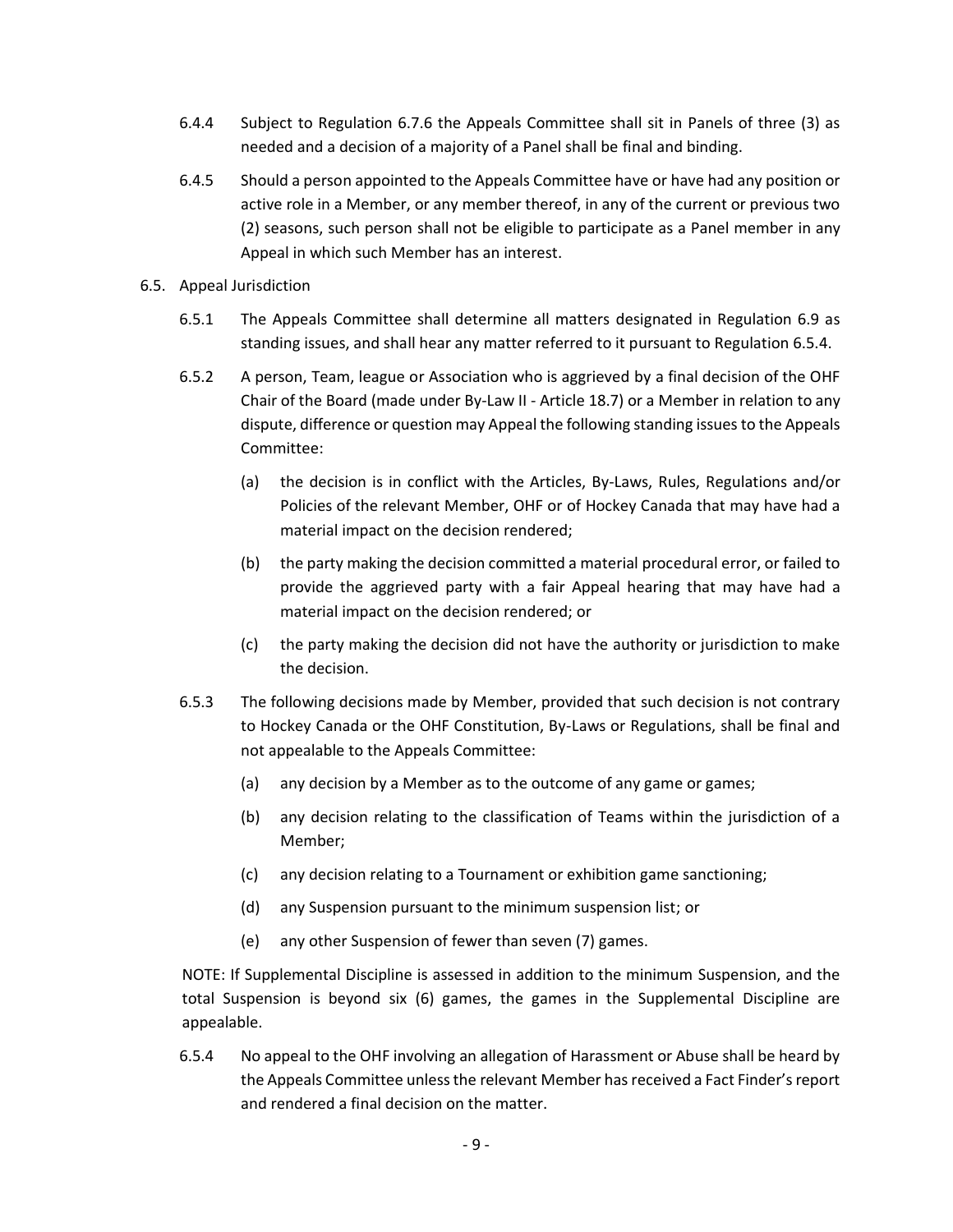6.4.4 Subject to Regulation 6.7.6 the Appeals Committee shall sit in Panels of three (3) as needed and a decision of a majority of a Panel shall be final and binding.

6.4.5 Should a person appointed to the Appeals Committee have or have had any position or active role in a Member, or any member thereof, in any of the current or previous two (2) seasons, such person shall not be eligible to participate as a Panel member in any Appeal in which such Member has an interest.

6.5. Appeal Jurisdiction

6.5.1 The Appeals Committee shall determine all matters designated in Regulation 6.9 as standing issues, and shall hear any matter referred to it pursuant to Regulation 6.5.4.

6.5.2 A person, Team, league or Association who is aggrieved by a final decision of the OHF Chair of the Board (made under By-Law II - Article 18.7) or a Member in relation to any dispute, difference or question may Appeal the following standing issues to the Appeals Committee:

- (a) the decision is in conflict with the Articles, By-Laws, Rules, Regulations and/or Policies of the relevant Member, OHF or of Hockey Canada that may have had a material impact on the decision rendered;
- (b) the party making the decision committed a material procedural error, or failed to provide the aggrieved party with a fair Appeal hearing that may have had a material impact on the decision rendered; or
- (c) the party making the decision did not have the authority or jurisdiction to make the decision.

6.5.3 The following decisions made by Member, provided that such decision is not contrary to Hockey Canada or the OHF Constitution, By-Laws or Regulations, shall be final and not appealable to the Appeals Committee:

- (a) any decision by a Member as to the outcome of any game or games;
- (b) any decision relating to the classification of Teams within the jurisdiction of a Member;
- (c) any decision relating to a Tournament or exhibition game sanctioning;
- (d) any Suspension pursuant to the minimum suspension list; or
- (e) any other Suspension of fewer than seven (7) games.

NOTE: If Supplemental Discipline is assessed in addition to the minimum Suspension, and the total Suspension is beyond six (6) games, the games in the Supplemental Discipline are appealable.

6.5.4 No appeal to the OHF involving an allegation of Harassment or Abuse shall be heard by the Appeals Committee unless the relevant Member has received a Fact Finder's report and rendered a final decision on the matter.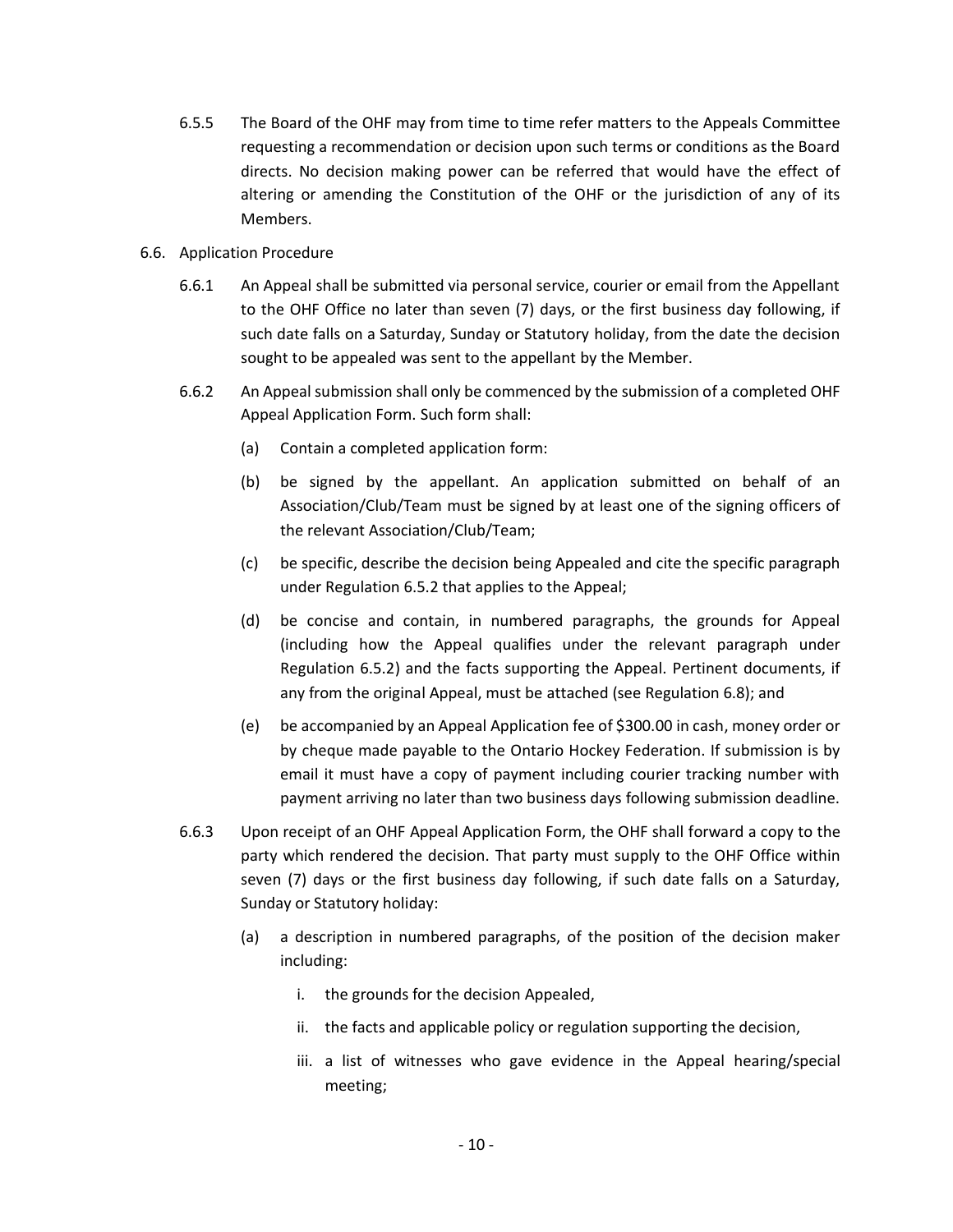6.5.5 The Board of the OHF may from time to time refer matters to the Appeals Committee requesting a recommendation or decision upon such terms or conditions as the Board directs. No decision making power can be referred that would have the effect of altering or amending the Constitution of the OHF or the jurisdiction of any of its Members.

6.6. Application Procedure

6.6.1 An Appeal shall be submitted via personal service, courier or email from the Appellant to the OHF Office no later than seven (7) days, or the first business day following, if such date falls on a Saturday, Sunday or Statutory holiday, from the date the decision sought to be appealed was sent to the appellant by the Member.

6.6.2 An Appeal submission shall only be commenced by the submission of a completed OHF Appeal Application Form. Such form shall:

(a) Contain a completed application form:

(b) be signed by the appellant. An application submitted on behalf of an Association/Club/Team must be signed by at least one of the signing officers of the relevant Association/Club/Team;

(c) be specific, describe the decision being Appealed and cite the specific paragraph under Regulation 6.5.2 that applies to the Appeal;

(d) be concise and contain, in numbered paragraphs, the grounds for Appeal (including how the Appeal qualifies under the relevant paragraph under Regulation 6.5.2) and the facts supporting the Appeal. Pertinent documents, if any from the original Appeal, must be attached (see Regulation 6.8); and

(e) be accompanied by an Appeal Application fee of $300.00 in cash, money order or by cheque made payable to the Ontario Hockey Federation. If submission is by email it must have a copy of payment including courier tracking number with payment arriving no later than two business days following submission deadline.

6.6.3 Upon receipt of an OHF Appeal Application Form, the OHF shall forward a copy to the party which rendered the decision. That party must supply to the OHF Office within seven (7) days or the first business day following, if such date falls on a Saturday, Sunday or Statutory holiday:

(a) a description in numbered paragraphs, of the position of the decision maker including:

i. the grounds for the decision Appealed,

ii. the facts and applicable policy or regulation supporting the decision,

iii. a list of witnesses who gave evidence in the Appeal hearing/special meeting;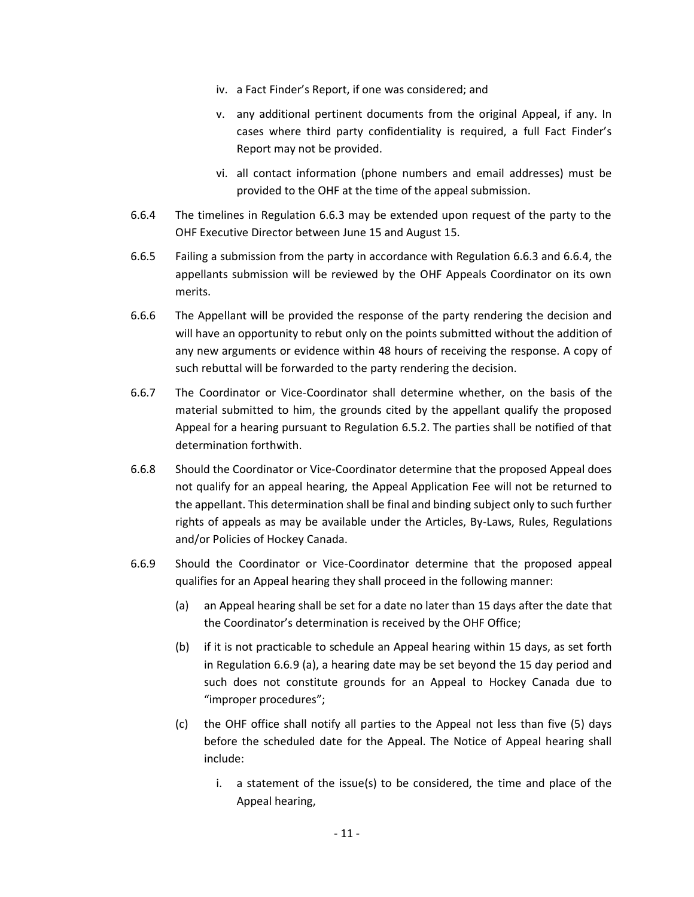iv. a Fact Finder's Report, if one was considered; and

v. any additional pertinent documents from the original Appeal, if any. In cases where third party confidentiality is required, a full Fact Finder's Report may not be provided.

vi. all contact information (phone numbers and email addresses) must be provided to the OHF at the time of the appeal submission.

6.6.4 The timelines in Regulation 6.6.3 may be extended upon request of the party to the OHF Executive Director between June 15 and August 15.

6.6.5 Failing a submission from the party in accordance with Regulation 6.6.3 and 6.6.4, the appellants submission will be reviewed by the OHF Appeals Coordinator on its own merits.

6.6.6 The Appellant will be provided the response of the party rendering the decision and will have an opportunity to rebut only on the points submitted without the addition of any new arguments or evidence within 48 hours of receiving the response. A copy of such rebuttal will be forwarded to the party rendering the decision.

6.6.7 The Coordinator or Vice-Coordinator shall determine whether, on the basis of the material submitted to him, the grounds cited by the appellant qualify the proposed Appeal for a hearing pursuant to Regulation 6.5.2. The parties shall be notified of that determination forthwith.

6.6.8 Should the Coordinator or Vice-Coordinator determine that the proposed Appeal does not qualify for an appeal hearing, the Appeal Application Fee will not be returned to the appellant. This determination shall be final and binding subject only to such further rights of appeals as may be available under the Articles, By-Laws, Rules, Regulations and/or Policies of Hockey Canada.

6.6.9 Should the Coordinator or Vice-Coordinator determine that the proposed appeal qualifies for an Appeal hearing they shall proceed in the following manner:

(a) an Appeal hearing shall be set for a date no later than 15 days after the date that the Coordinator's determination is received by the OHF Office;

(b) if it is not practicable to schedule an Appeal hearing within 15 days, as set forth in Regulation 6.6.9 (a), a hearing date may be set beyond the 15 day period and such does not constitute grounds for an Appeal to Hockey Canada due to "improper procedures";

(c) the OHF office shall notify all parties to the Appeal not less than five (5) days before the scheduled date for the Appeal. The Notice of Appeal hearing shall include:

i. a statement of the issue(s) to be considered, the time and place of the Appeal hearing,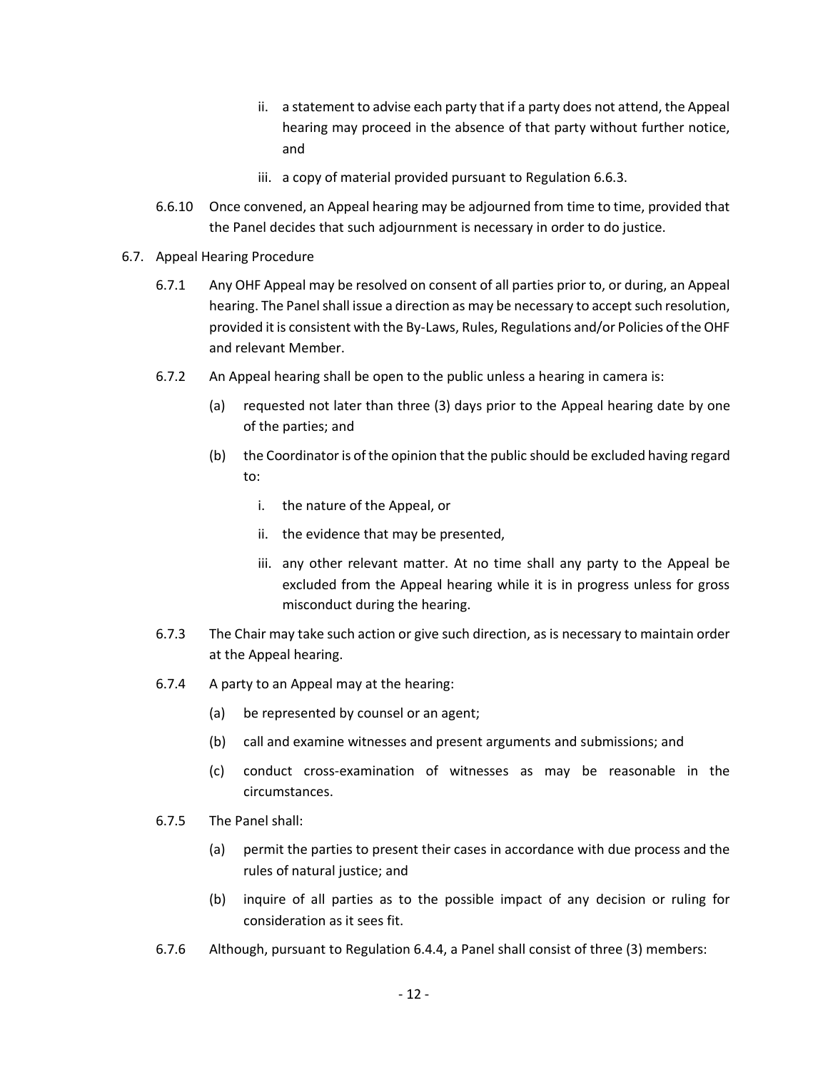ii. a statement to advise each party that if a party does not attend, the Appeal hearing may proceed in the absence of that party without further notice, and

iii. a copy of material provided pursuant to Regulation 6.6.3.

6.6.10 Once convened, an Appeal hearing may be adjourned from time to time, provided that the Panel decides that such adjournment is necessary in order to do justice.

6.7. Appeal Hearing Procedure

6.7.1 Any OHF Appeal may be resolved on consent of all parties prior to, or during, an Appeal hearing. The Panel shall issue a direction as may be necessary to accept such resolution, provided it is consistent with the By-Laws, Rules, Regulations and/or Policies of the OHF and relevant Member.

6.7.2 An Appeal hearing shall be open to the public unless a hearing in camera is:

(a) requested not later than three (3) days prior to the Appeal hearing date by one of the parties; and

(b) the Coordinator is of the opinion that the public should be excluded having regard to:

i. the nature of the Appeal, or

ii. the evidence that may be presented,

iii. any other relevant matter. At no time shall any party to the Appeal be excluded from the Appeal hearing while it is in progress unless for gross misconduct during the hearing.

6.7.3 The Chair may take such action or give such direction, as is necessary to maintain order at the Appeal hearing.

6.7.4 A party to an Appeal may at the hearing:

(a) be represented by counsel or an agent;

(b) call and examine witnesses and present arguments and submissions; and

(c) conduct cross-examination of witnesses as may be reasonable in the circumstances.

6.7.5 The Panel shall:

(a) permit the parties to present their cases in accordance with due process and the rules of natural justice; and

(b) inquire of all parties as to the possible impact of any decision or ruling for consideration as it sees fit.

6.7.6 Although, pursuant to Regulation 6.4.4, a Panel shall consist of three (3) members: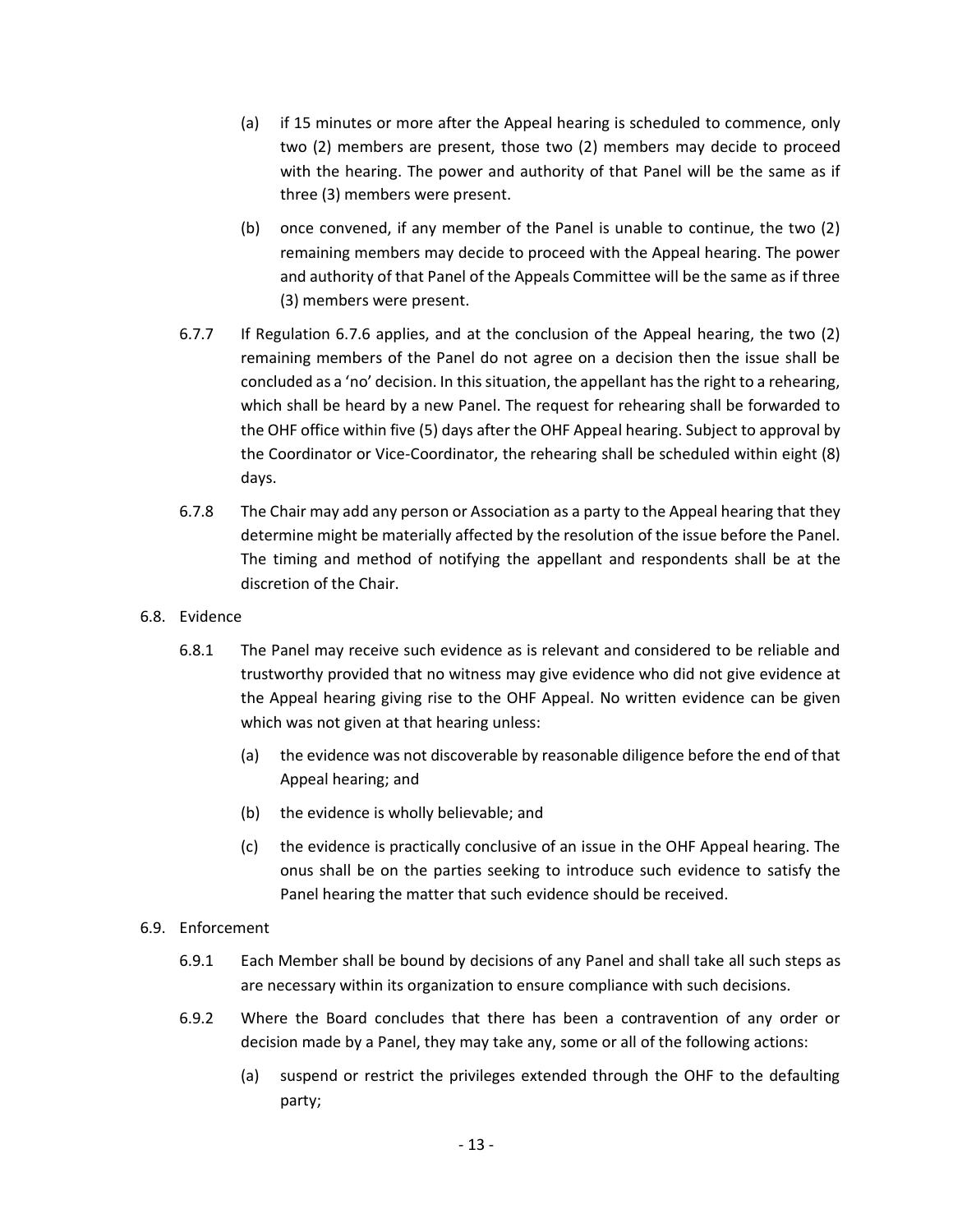(a) if 15 minutes or more after the Appeal hearing is scheduled to commence, only two (2) members are present, those two (2) members may decide to proceed with the hearing. The power and authority of that Panel will be the same as if three (3) members were present.

(b) once convened, if any member of the Panel is unable to continue, the two (2) remaining members may decide to proceed with the Appeal hearing. The power and authority of that Panel of the Appeals Committee will be the same as if three (3) members were present.

6.7.7 If Regulation 6.7.6 applies, and at the conclusion of the Appeal hearing, the two (2) remaining members of the Panel do not agree on a decision then the issue shall be concluded as a 'no' decision. In this situation, the appellant has the right to a rehearing, which shall be heard by a new Panel. The request for rehearing shall be forwarded to the OHF office within five (5) days after the OHF Appeal hearing. Subject to approval by the Coordinator or Vice-Coordinator, the rehearing shall be scheduled within eight (8) days.

6.7.8 The Chair may add any person or Association as a party to the Appeal hearing that they determine might be materially affected by the resolution of the issue before the Panel. The timing and method of notifying the appellant and respondents shall be at the discretion of the Chair.

6.8. Evidence

6.8.1 The Panel may receive such evidence as is relevant and considered to be reliable and trustworthy provided that no witness may give evidence who did not give evidence at the Appeal hearing giving rise to the OHF Appeal. No written evidence can be given which was not given at that hearing unless:

(a) the evidence was not discoverable by reasonable diligence before the end of that Appeal hearing; and

(b) the evidence is wholly believable; and

(c) the evidence is practically conclusive of an issue in the OHF Appeal hearing. The onus shall be on the parties seeking to introduce such evidence to satisfy the Panel hearing the matter that such evidence should be received.

6.9. Enforcement

6.9.1 Each Member shall be bound by decisions of any Panel and shall take all such steps as are necessary within its organization to ensure compliance with such decisions.

6.9.2 Where the Board concludes that there has been a contravention of any order or decision made by a Panel, they may take any, some or all of the following actions:

(a) suspend or restrict the privileges extended through the OHF to the defaulting party;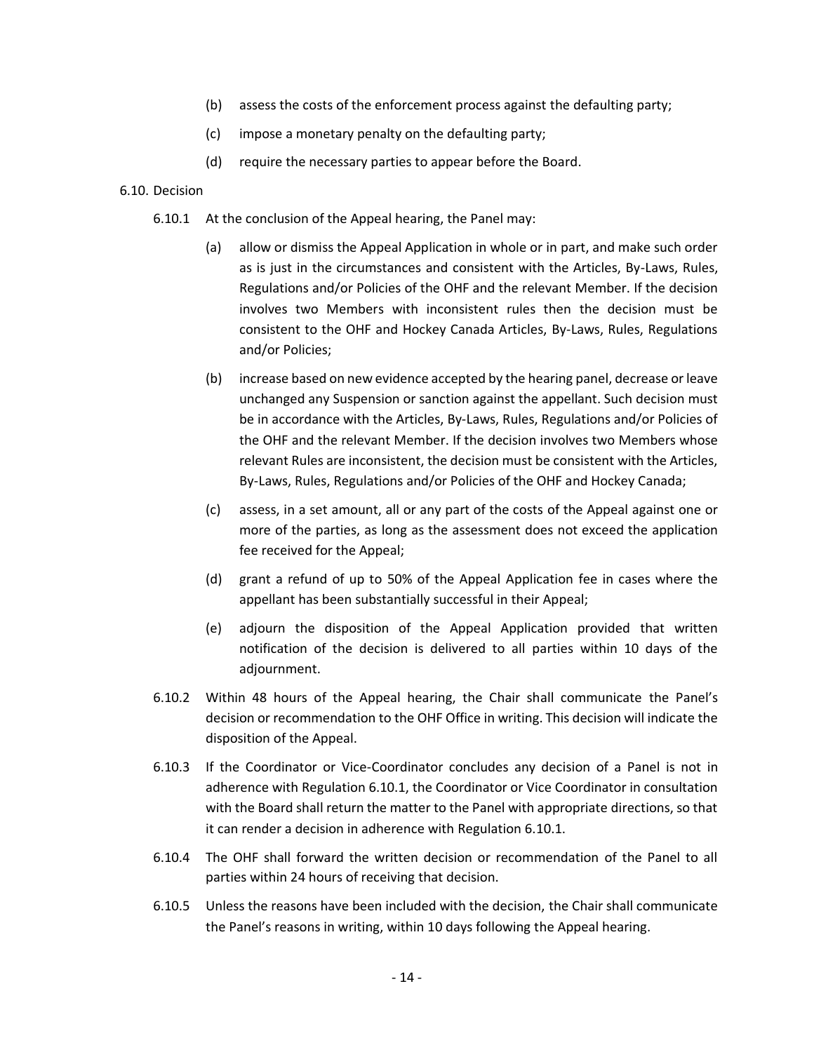(b) assess the costs of the enforcement process against the defaulting party;

(c) impose a monetary penalty on the defaulting party;

(d) require the necessary parties to appear before the Board.

6.10. Decision

6.10.1 At the conclusion of the Appeal hearing, the Panel may:

(a) allow or dismiss the Appeal Application in whole or in part, and make such order as is just in the circumstances and consistent with the Articles, By-Laws, Rules, Regulations and/or Policies of the OHF and the relevant Member. If the decision involves two Members with inconsistent rules then the decision must be consistent to the OHF and Hockey Canada Articles, By-Laws, Rules, Regulations and/or Policies;

(b) increase based on new evidence accepted by the hearing panel, decrease or leave unchanged any Suspension or sanction against the appellant. Such decision must be in accordance with the Articles, By-Laws, Rules, Regulations and/or Policies of the OHF and the relevant Member. If the decision involves two Members whose relevant Rules are inconsistent, the decision must be consistent with the Articles, By-Laws, Rules, Regulations and/or Policies of the OHF and Hockey Canada;

(c) assess, in a set amount, all or any part of the costs of the Appeal against one or more of the parties, as long as the assessment does not exceed the application fee received for the Appeal;

(d) grant a refund of up to 50% of the Appeal Application fee in cases where the appellant has been substantially successful in their Appeal;

(e) adjourn the disposition of the Appeal Application provided that written notification of the decision is delivered to all parties within 10 days of the adjournment.

6.10.2 Within 48 hours of the Appeal hearing, the Chair shall communicate the Panel's decision or recommendation to the OHF Office in writing. This decision will indicate the disposition of the Appeal.

6.10.3 If the Coordinator or Vice-Coordinator concludes any decision of a Panel is not in adherence with Regulation 6.10.1, the Coordinator or Vice Coordinator in consultation with the Board shall return the matter to the Panel with appropriate directions, so that it can render a decision in adherence with Regulation 6.10.1.

6.10.4 The OHF shall forward the written decision or recommendation of the Panel to all parties within 24 hours of receiving that decision.

6.10.5 Unless the reasons have been included with the decision, the Chair shall communicate the Panel's reasons in writing, within 10 days following the Appeal hearing.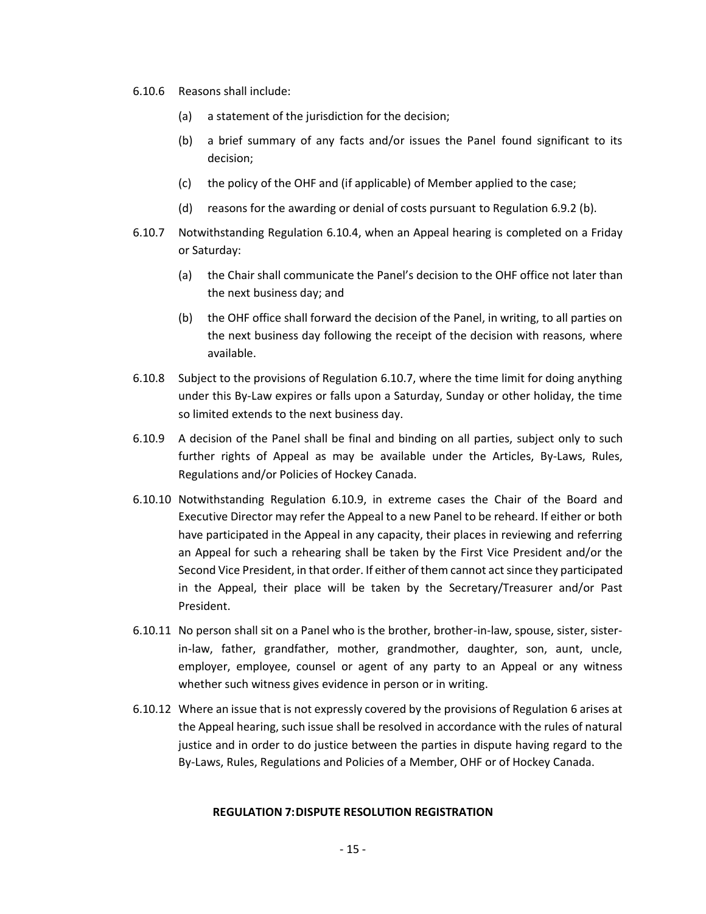6.10.6 Reasons shall include:

(a) a statement of the jurisdiction for the decision;

(b) a brief summary of any facts and/or issues the Panel found significant to its decision;

(c) the policy of the OHF and (if applicable) of Member applied to the case;

(d) reasons for the awarding or denial of costs pursuant to Regulation 6.9.2 (b).

6.10.7 Notwithstanding Regulation 6.10.4, when an Appeal hearing is completed on a Friday or Saturday:

(a) the Chair shall communicate the Panel's decision to the OHF office not later than the next business day; and

(b) the OHF office shall forward the decision of the Panel, in writing, to all parties on the next business day following the receipt of the decision with reasons, where available.

6.10.8 Subject to the provisions of Regulation 6.10.7, where the time limit for doing anything under this By-Law expires or falls upon a Saturday, Sunday or other holiday, the time so limited extends to the next business day.

6.10.9 A decision of the Panel shall be final and binding on all parties, subject only to such further rights of Appeal as may be available under the Articles, By-Laws, Rules, Regulations and/or Policies of Hockey Canada.

6.10.10 Notwithstanding Regulation 6.10.9, in extreme cases the Chair of the Board and Executive Director may refer the Appeal to a new Panel to be reheard. If either or both have participated in the Appeal in any capacity, their places in reviewing and referring an Appeal for such a rehearing shall be taken by the First Vice President and/or the Second Vice President, in that order. If either of them cannot act since they participated in the Appeal, their place will be taken by the Secretary/Treasurer and/or Past President.

6.10.11 No person shall sit on a Panel who is the brother, brother-in-law, spouse, sister, sister-in-law, father, grandfather, mother, grandmother, daughter, son, aunt, uncle, employer, employee, counsel or agent of any party to an Appeal or any witness whether such witness gives evidence in person or in writing.

6.10.12 Where an issue that is not expressly covered by the provisions of Regulation 6 arises at the Appeal hearing, such issue shall be resolved in accordance with the rules of natural justice and in order to do justice between the parties in dispute having regard to the By-Laws, Rules, Regulations and Policies of a Member, OHF or of Hockey Canada.

## REGULATION 7: DISPUTE RESOLUTION REGISTRATION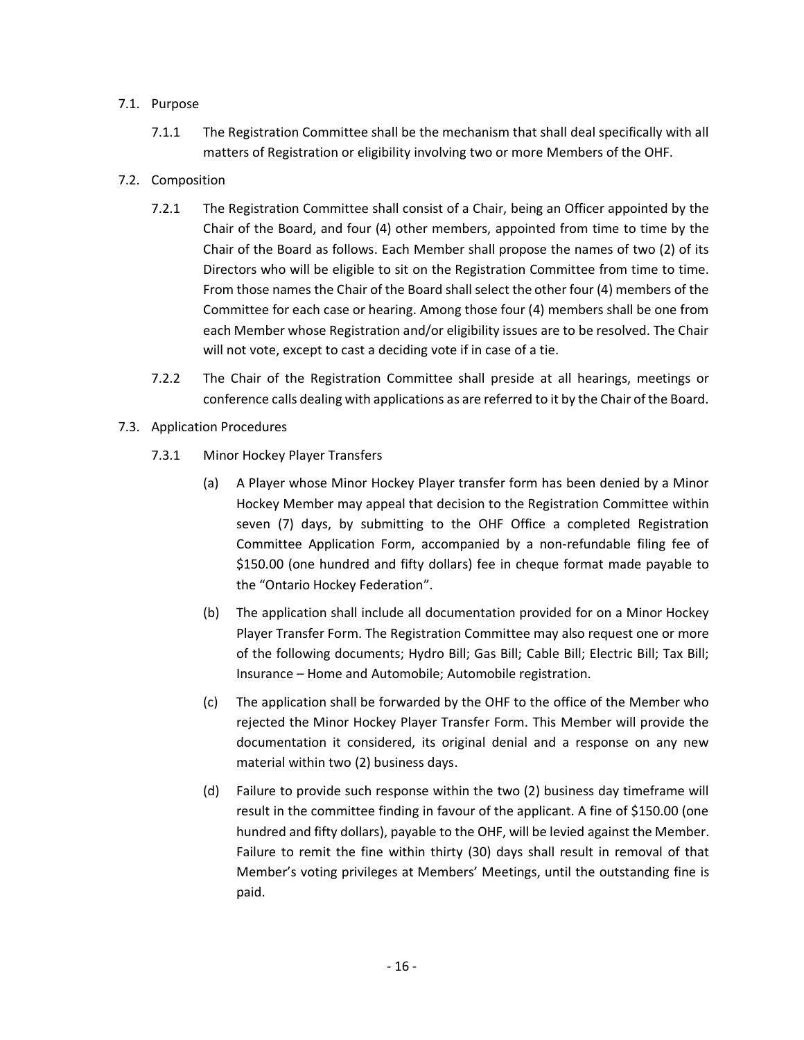7.1. Purpose

7.1.1 The Registration Committee shall be the mechanism that shall deal specifically with all matters of Registration or eligibility involving two or more Members of the OHF.

7.2. Composition

7.2.1 The Registration Committee shall consist of a Chair, being an Officer appointed by the Chair of the Board, and four (4) other members, appointed from time to time by the Chair of the Board as follows. Each Member shall propose the names of two (2) of its Directors who will be eligible to sit on the Registration Committee from time to time. From those names the Chair of the Board shall select the other four (4) members of the Committee for each case or hearing. Among those four (4) members shall be one from each Member whose Registration and/or eligibility issues are to be resolved. The Chair will not vote, except to cast a deciding vote if in case of a tie.

7.2.2 The Chair of the Registration Committee shall preside at all hearings, meetings or conference calls dealing with applications as are referred to it by the Chair of the Board.

7.3. Application Procedures

7.3.1 Minor Hockey Player Transfers

(a) A Player whose Minor Hockey Player transfer form has been denied by a Minor Hockey Member may appeal that decision to the Registration Committee within seven (7) days, by submitting to the OHF Office a completed Registration Committee Application Form, accompanied by a non-refundable filing fee of $150.00 (one hundred and fifty dollars) fee in cheque format made payable to the "Ontario Hockey Federation".

(b) The application shall include all documentation provided for on a Minor Hockey Player Transfer Form. The Registration Committee may also request one or more of the following documents; Hydro Bill; Gas Bill; Cable Bill; Electric Bill; Tax Bill; Insurance – Home and Automobile; Automobile registration.

(c) The application shall be forwarded by the OHF to the office of the Member who rejected the Minor Hockey Player Transfer Form. This Member will provide the documentation it considered, its original denial and a response on any new material within two (2) business days.

(d) Failure to provide such response within the two (2) business day timeframe will result in the committee finding in favour of the applicant. A fine of $150.00 (one hundred and fifty dollars), payable to the OHF, will be levied against the Member. Failure to remit the fine within thirty (30) days shall result in removal of that Member's voting privileges at Members' Meetings, until the outstanding fine is paid.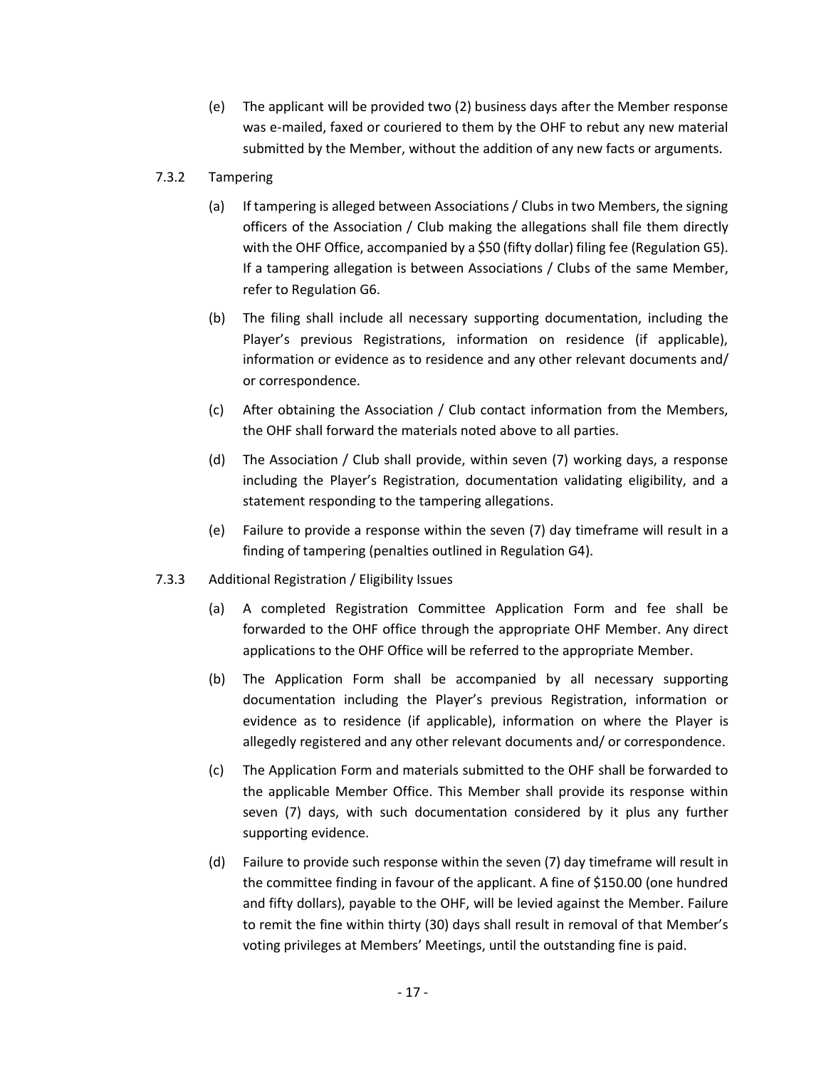(e) The applicant will be provided two (2) business days after the Member response was e-mailed, faxed or couriered to them by the OHF to rebut any new material submitted by the Member, without the addition of any new facts or arguments.

7.3.2 Tampering

(a) If tampering is alleged between Associations / Clubs in two Members, the signing officers of the Association / Club making the allegations shall file them directly with the OHF Office, accompanied by a $50 (fifty dollar) filing fee (Regulation G5). If a tampering allegation is between Associations / Clubs of the same Member, refer to Regulation G6.

(b) The filing shall include all necessary supporting documentation, including the Player's previous Registrations, information on residence (if applicable), information or evidence as to residence and any other relevant documents and/ or correspondence.

(c) After obtaining the Association / Club contact information from the Members, the OHF shall forward the materials noted above to all parties.

(d) The Association / Club shall provide, within seven (7) working days, a response including the Player's Registration, documentation validating eligibility, and a statement responding to the tampering allegations.

(e) Failure to provide a response within the seven (7) day timeframe will result in a finding of tampering (penalties outlined in Regulation G4).

7.3.3 Additional Registration / Eligibility Issues

(a) A completed Registration Committee Application Form and fee shall be forwarded to the OHF office through the appropriate OHF Member. Any direct applications to the OHF Office will be referred to the appropriate Member.

(b) The Application Form shall be accompanied by all necessary supporting documentation including the Player's previous Registration, information or evidence as to residence (if applicable), information on where the Player is allegedly registered and any other relevant documents and/ or correspondence.

(c) The Application Form and materials submitted to the OHF shall be forwarded to the applicable Member Office. This Member shall provide its response within seven (7) days, with such documentation considered by it plus any further supporting evidence.

(d) Failure to provide such response within the seven (7) day timeframe will result in the committee finding in favour of the applicant. A fine of $150.00 (one hundred and fifty dollars), payable to the OHF, will be levied against the Member. Failure to remit the fine within thirty (30) days shall result in removal of that Member's voting privileges at Members' Meetings, until the outstanding fine is paid.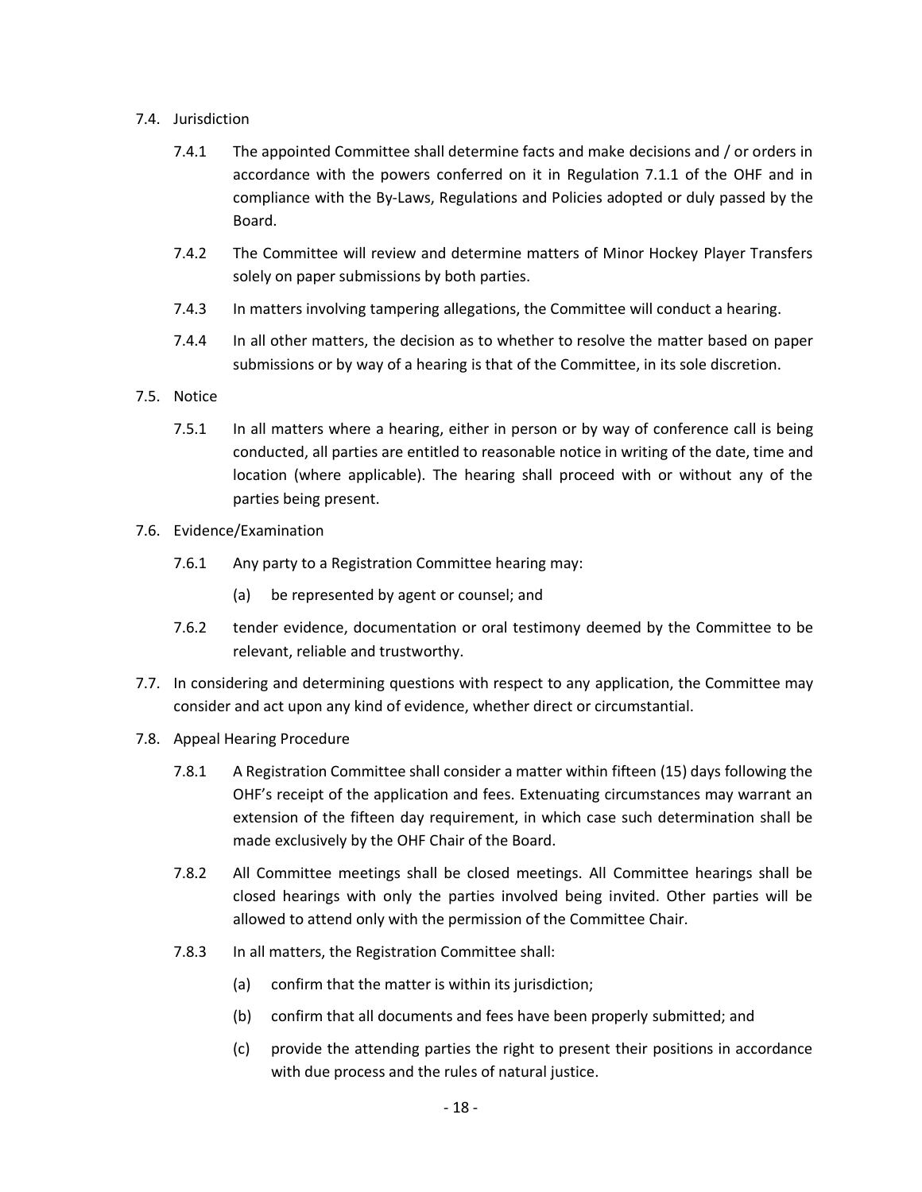7.4. Jurisdiction

7.4.1 The appointed Committee shall determine facts and make decisions and / or orders in accordance with the powers conferred on it in Regulation 7.1.1 of the OHF and in compliance with the By-Laws, Regulations and Policies adopted or duly passed by the Board.

7.4.2 The Committee will review and determine matters of Minor Hockey Player Transfers solely on paper submissions by both parties.

7.4.3 In matters involving tampering allegations, the Committee will conduct a hearing.

7.4.4 In all other matters, the decision as to whether to resolve the matter based on paper submissions or by way of a hearing is that of the Committee, in its sole discretion.

7.5. Notice

7.5.1 In all matters where a hearing, either in person or by way of conference call is being conducted, all parties are entitled to reasonable notice in writing of the date, time and location (where applicable). The hearing shall proceed with or without any of the parties being present.

7.6. Evidence/Examination

7.6.1 Any party to a Registration Committee hearing may:

(a) be represented by agent or counsel; and

7.6.2 tender evidence, documentation or oral testimony deemed by the Committee to be relevant, reliable and trustworthy.

7.7. In considering and determining questions with respect to any application, the Committee may consider and act upon any kind of evidence, whether direct or circumstantial.

7.8. Appeal Hearing Procedure

7.8.1 A Registration Committee shall consider a matter within fifteen (15) days following the OHF's receipt of the application and fees. Extenuating circumstances may warrant an extension of the fifteen day requirement, in which case such determination shall be made exclusively by the OHF Chair of the Board.

7.8.2 All Committee meetings shall be closed meetings. All Committee hearings shall be closed hearings with only the parties involved being invited. Other parties will be allowed to attend only with the permission of the Committee Chair.

7.8.3 In all matters, the Registration Committee shall:

(a) confirm that the matter is within its jurisdiction;

(b) confirm that all documents and fees have been properly submitted; and

(c) provide the attending parties the right to present their positions in accordance with due process and the rules of natural justice.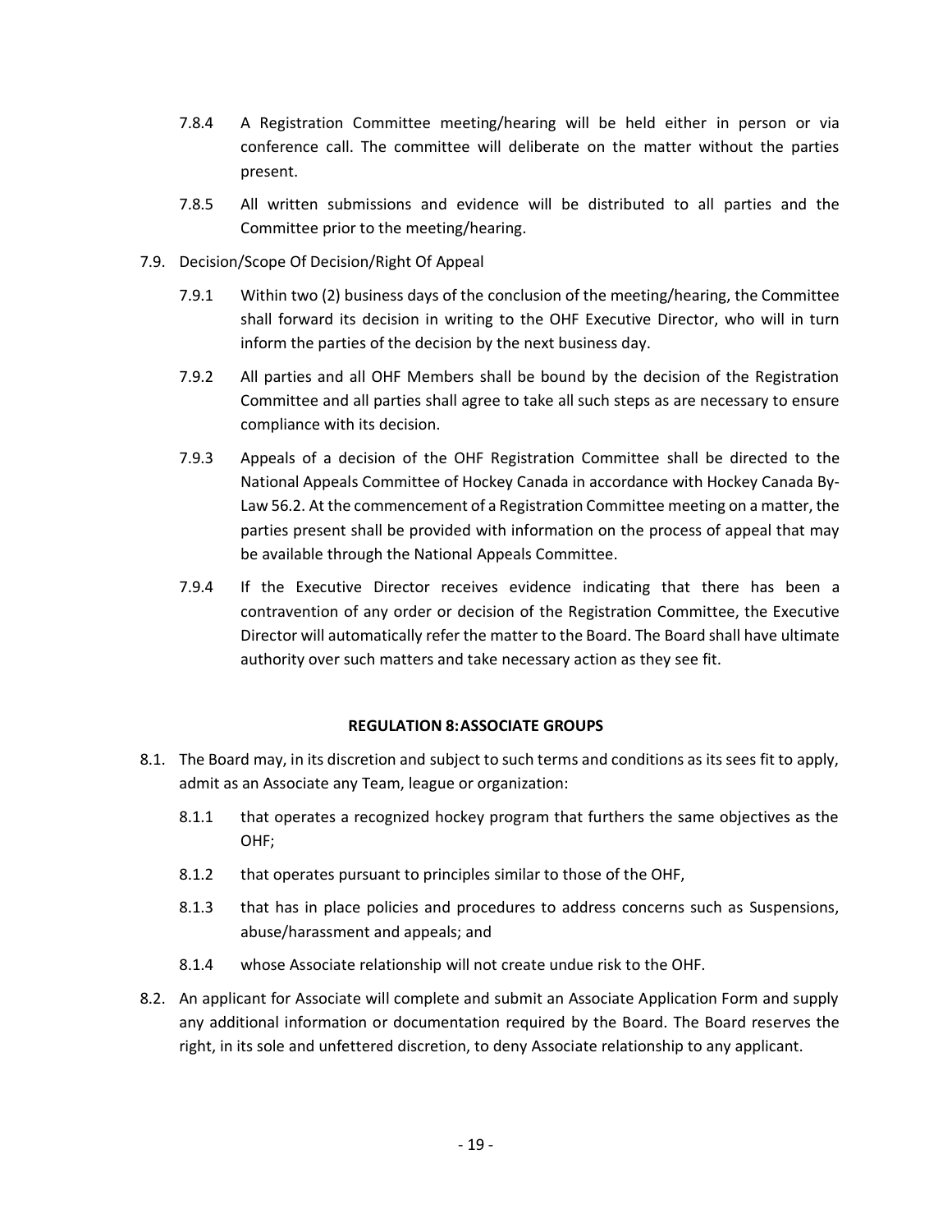7.8.4 A Registration Committee meeting/hearing will be held either in person or via conference call. The committee will deliberate on the matter without the parties present.

7.8.5 All written submissions and evidence will be distributed to all parties and the Committee prior to the meeting/hearing.

7.9. Decision/Scope Of Decision/Right Of Appeal

7.9.1 Within two (2) business days of the conclusion of the meeting/hearing, the Committee shall forward its decision in writing to the OHF Executive Director, who will in turn inform the parties of the decision by the next business day.

7.9.2 All parties and all OHF Members shall be bound by the decision of the Registration Committee and all parties shall agree to take all such steps as are necessary to ensure compliance with its decision.

7.9.3 Appeals of a decision of the OHF Registration Committee shall be directed to the National Appeals Committee of Hockey Canada in accordance with Hockey Canada By-Law 56.2. At the commencement of a Registration Committee meeting on a matter, the parties present shall be provided with information on the process of appeal that may be available through the National Appeals Committee.

7.9.4 If the Executive Director receives evidence indicating that there has been a contravention of any order or decision of the Registration Committee, the Executive Director will automatically refer the matter to the Board. The Board shall have ultimate authority over such matters and take necessary action as they see fit.

## REGULATION 8: ASSOCIATE GROUPS

8.1. The Board may, in its discretion and subject to such terms and conditions as its sees fit to apply, admit as an Associate any Team, league or organization:

8.1.1 that operates a recognized hockey program that furthers the same objectives as the OHF;

8.1.2 that operates pursuant to principles similar to those of the OHF,

8.1.3 that has in place policies and procedures to address concerns such as Suspensions, abuse/harassment and appeals; and

8.1.4 whose Associate relationship will not create undue risk to the OHF.

8.2. An applicant for Associate will complete and submit an Associate Application Form and supply any additional information or documentation required by the Board. The Board reserves the right, in its sole and unfettered discretion, to deny Associate relationship to any applicant.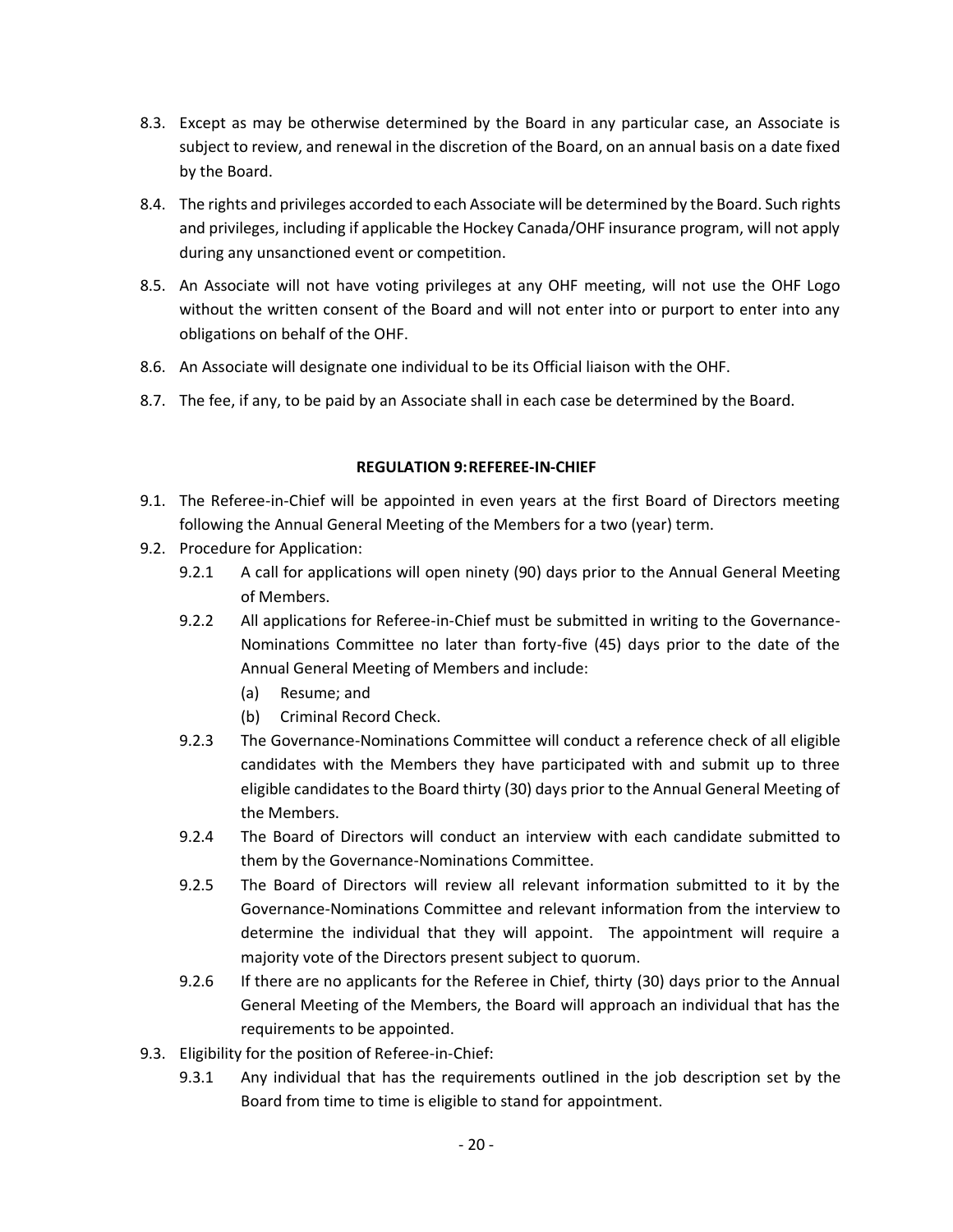8.3. Except as may be otherwise determined by the Board in any particular case, an Associate is subject to review, and renewal in the discretion of the Board, on an annual basis on a date fixed by the Board.

8.4. The rights and privileges accorded to each Associate will be determined by the Board. Such rights and privileges, including if applicable the Hockey Canada/OHF insurance program, will not apply during any unsanctioned event or competition.

8.5. An Associate will not have voting privileges at any OHF meeting, will not use the OHF Logo without the written consent of the Board and will not enter into or purport to enter into any obligations on behalf of the OHF.

8.6. An Associate will designate one individual to be its Official liaison with the OHF.

8.7. The fee, if any, to be paid by an Associate shall in each case be determined by the Board.

**REGULATION 9: REFEREE-IN-CHIEF**

9.1. The Referee-in-Chief will be appointed in even years at the first Board of Directors meeting following the Annual General Meeting of the Members for a two (year) term.

9.2. Procedure for Application:

9.2.1 A call for applications will open ninety (90) days prior to the Annual General Meeting of Members.

9.2.2 All applications for Referee-in-Chief must be submitted in writing to the Governance-Nominations Committee no later than forty-five (45) days prior to the date of the Annual General Meeting of Members and include:

(a) Resume; and

(b) Criminal Record Check.

9.2.3 The Governance-Nominations Committee will conduct a reference check of all eligible candidates with the Members they have participated with and submit up to three eligible candidates to the Board thirty (30) days prior to the Annual General Meeting of the Members.

9.2.4 The Board of Directors will conduct an interview with each candidate submitted to them by the Governance-Nominations Committee.

9.2.5 The Board of Directors will review all relevant information submitted to it by the Governance-Nominations Committee and relevant information from the interview to determine the individual that they will appoint. The appointment will require a majority vote of the Directors present subject to quorum.

9.2.6 If there are no applicants for the Referee in Chief, thirty (30) days prior to the Annual General Meeting of the Members, the Board will approach an individual that has the requirements to be appointed.

9.3. Eligibility for the position of Referee-in-Chief:

9.3.1 Any individual that has the requirements outlined in the job description set by the Board from time to time is eligible to stand for appointment.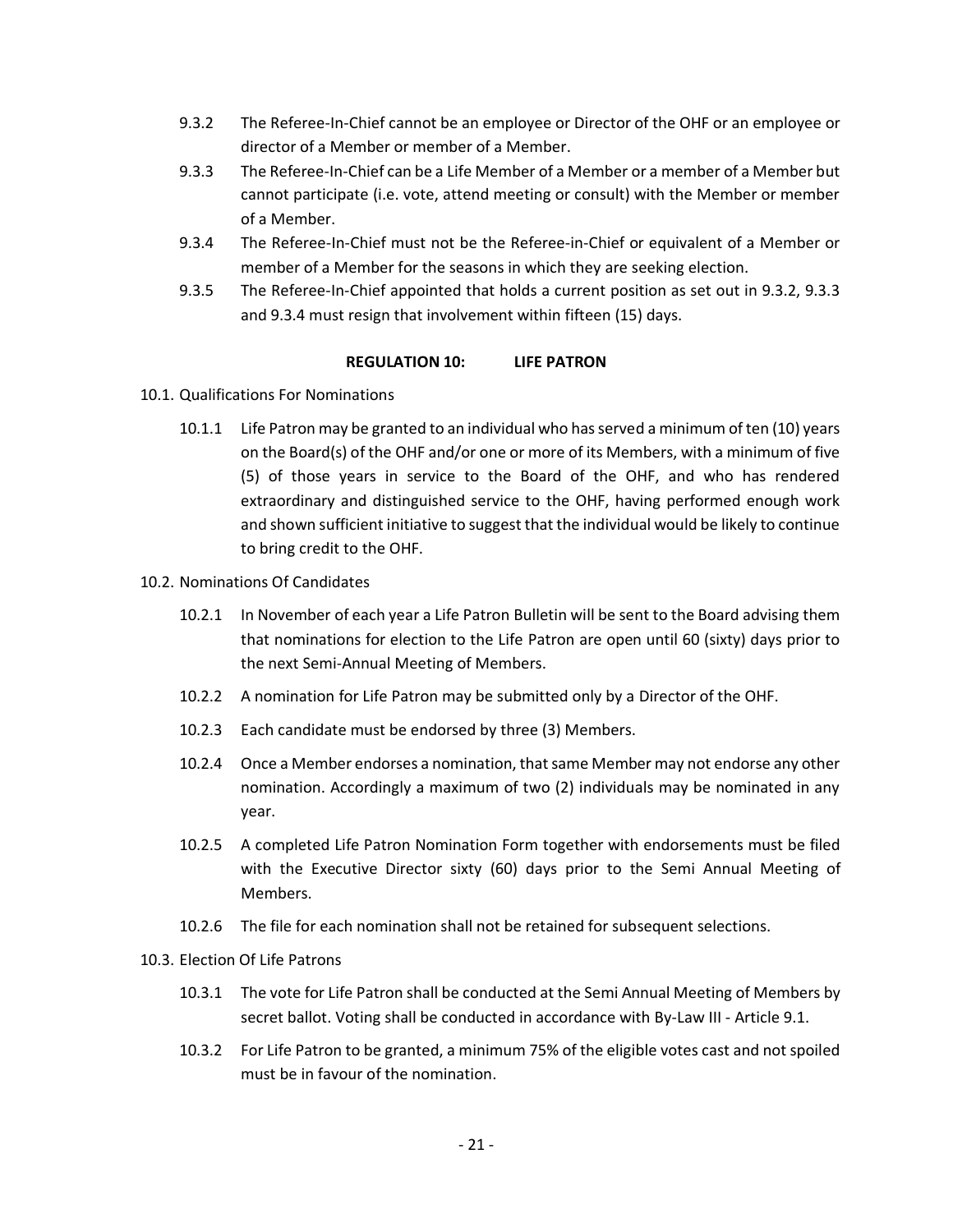9.3.2 The Referee-In-Chief cannot be an employee or Director of the OHF or an employee or director of a Member or member of a Member.

9.3.3 The Referee-In-Chief can be a Life Member of a Member or a member of a Member but cannot participate (i.e. vote, attend meeting or consult) with the Member or member of a Member.

9.3.4 The Referee-In-Chief must not be the Referee-in-Chief or equivalent of a Member or member of a Member for the seasons in which they are seeking election.

9.3.5 The Referee-In-Chief appointed that holds a current position as set out in 9.3.2, 9.3.3 and 9.3.4 must resign that involvement within fifteen (15) days.

## REGULATION 10: LIFE PATRON

10.1. Qualifications For Nominations

10.1.1 Life Patron may be granted to an individual who has served a minimum of ten (10) years on the Board(s) of the OHF and/or one or more of its Members, with a minimum of five (5) of those years in service to the Board of the OHF, and who has rendered extraordinary and distinguished service to the OHF, having performed enough work and shown sufficient initiative to suggest that the individual would be likely to continue to bring credit to the OHF.

10.2. Nominations Of Candidates

10.2.1 In November of each year a Life Patron Bulletin will be sent to the Board advising them that nominations for election to the Life Patron are open until 60 (sixty) days prior to the next Semi-Annual Meeting of Members.

10.2.2 A nomination for Life Patron may be submitted only by a Director of the OHF.

10.2.3 Each candidate must be endorsed by three (3) Members.

10.2.4 Once a Member endorses a nomination, that same Member may not endorse any other nomination. Accordingly a maximum of two (2) individuals may be nominated in any year.

10.2.5 A completed Life Patron Nomination Form together with endorsements must be filed with the Executive Director sixty (60) days prior to the Semi Annual Meeting of Members.

10.2.6 The file for each nomination shall not be retained for subsequent selections.

10.3. Election Of Life Patrons

10.3.1 The vote for Life Patron shall be conducted at the Semi Annual Meeting of Members by secret ballot. Voting shall be conducted in accordance with By-Law III - Article 9.1.

10.3.2 For Life Patron to be granted, a minimum 75% of the eligible votes cast and not spoiled must be in favour of the nomination.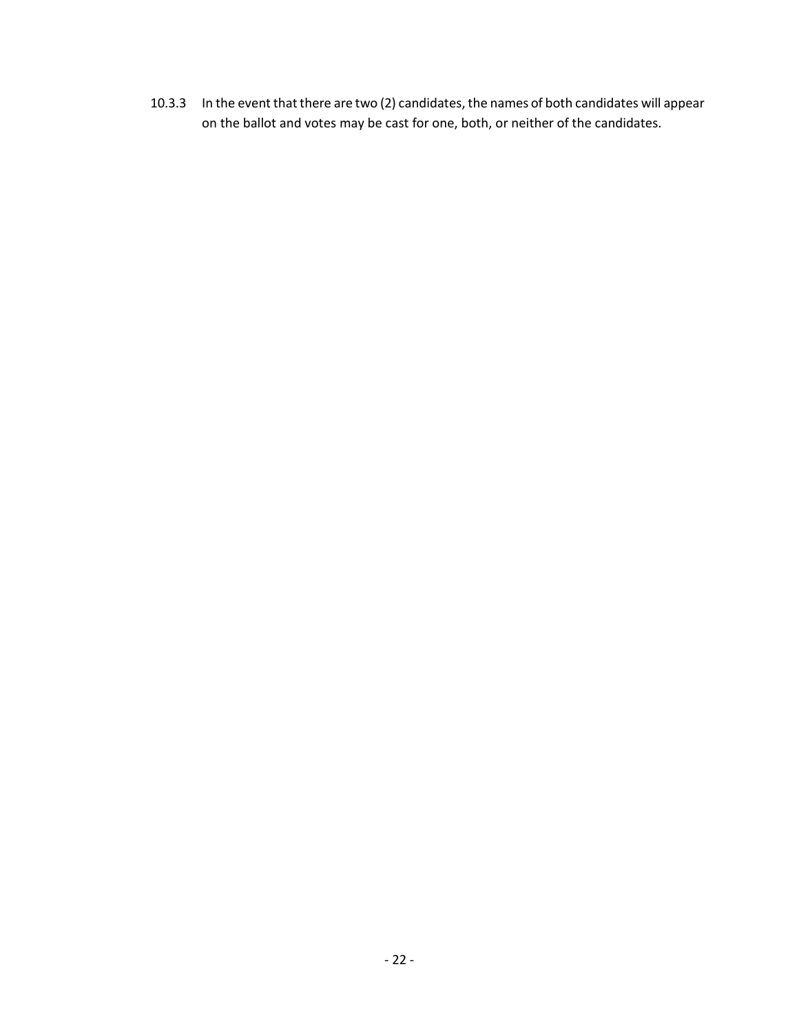10.3.3 In the event that there are two (2) candidates, the names of both candidates will appear on the ballot and votes may be cast for one, both, or neither of the candidates.